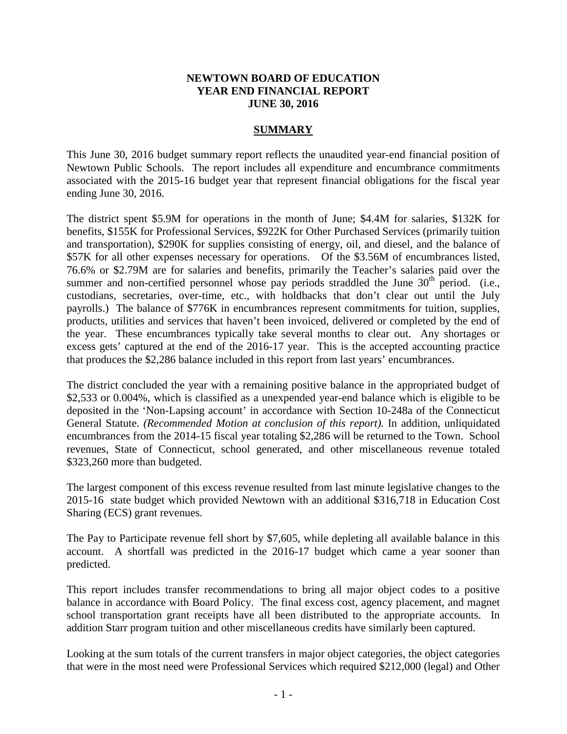**NEWTOWN BOARD OF EDUCATION**
**YEAR END FINANCIAL REPORT**
**JUNE 30, 2016**

## SUMMARY

This June 30, 2016 budget summary report reflects the unaudited year-end financial position of Newtown Public Schools. The report includes all expenditure and encumbrance commitments associated with the 2015-16 budget year that represent financial obligations for the fiscal year ending June 30, 2016.

The district spent \$5.9M for operations in the month of June; \$4.4M for salaries, \$132K for benefits, \$155K for Professional Services, \$922K for Other Purchased Services (primarily tuition and transportation), \$290K for supplies consisting of energy, oil, and diesel, and the balance of \$57K for all other expenses necessary for operations. Of the \$3.56M of encumbrances listed, 76.6% or \$2.79M are for salaries and benefits, primarily the Teacher's salaries paid over the summer and non-certified personnel whose pay periods straddled the June 30th period. (i.e., custodians, secretaries, over-time, etc., with holdbacks that don't clear out until the July payrolls.) The balance of \$776K in encumbrances represent commitments for tuition, supplies, products, utilities and services that haven't been invoiced, delivered or completed by the end of the year. These encumbrances typically take several months to clear out. Any shortages or excess gets' captured at the end of the 2016-17 year. This is the accepted accounting practice that produces the \$2,286 balance included in this report from last years' encumbrances.

The district concluded the year with a remaining positive balance in the appropriated budget of \$2,533 or 0.004%, which is classified as a unexpended year-end balance which is eligible to be deposited in the 'Non-Lapsing account' in accordance with Section 10-248a of the Connecticut General Statute. *(Recommended Motion at conclusion of this report).* In addition, unliquidated encumbrances from the 2014-15 fiscal year totaling \$2,286 will be returned to the Town. School revenues, State of Connecticut, school generated, and other miscellaneous revenue totaled \$323,260 more than budgeted.

The largest component of this excess revenue resulted from last minute legislative changes to the 2015-16 state budget which provided Newtown with an additional \$316,718 in Education Cost Sharing (ECS) grant revenues.

The Pay to Participate revenue fell short by \$7,605, while depleting all available balance in this account. A shortfall was predicted in the 2016-17 budget which came a year sooner than predicted.

This report includes transfer recommendations to bring all major object codes to a positive balance in accordance with Board Policy. The final excess cost, agency placement, and magnet school transportation grant receipts have all been distributed to the appropriate accounts. In addition Starr program tuition and other miscellaneous credits have similarly been captured.

Looking at the sum totals of the current transfers in major object categories, the object categories that were in the most need were Professional Services which required \$212,000 (legal) and Other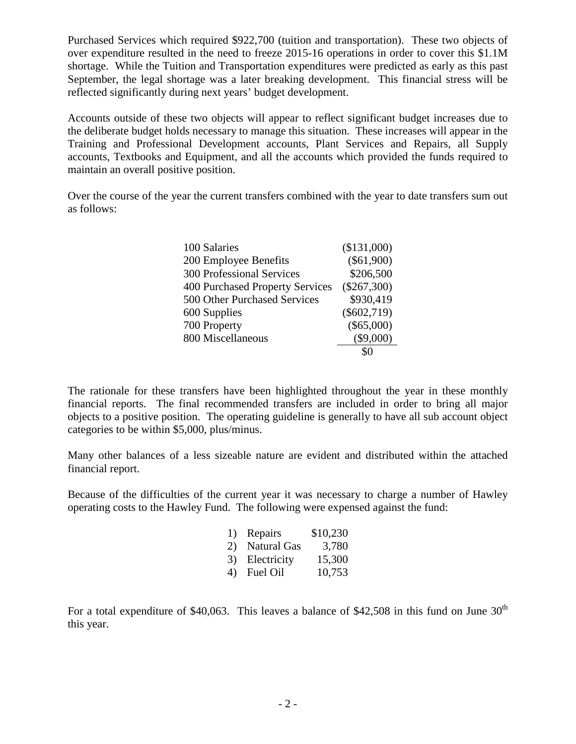Purchased Services which required $922,700 (tuition and transportation). These two objects of over expenditure resulted in the need to freeze 2015-16 operations in order to cover this $1.1M shortage. While the Tuition and Transportation expenditures were predicted as early as this past September, the legal shortage was a later breaking development. This financial stress will be reflected significantly during next years' budget development.

Accounts outside of these two objects will appear to reflect significant budget increases due to the deliberate budget holds necessary to manage this situation. These increases will appear in the Training and Professional Development accounts, Plant Services and Repairs, all Supply accounts, Textbooks and Equipment, and all the accounts which provided the funds required to maintain an overall positive position.

Over the course of the year the current transfers combined with the year to date transfers sum out as follows:

| | |
|---|---|
| 100 Salaries | ($131,000) |
| 200 Employee Benefits | ($61,900) |
| 300 Professional Services | $206,500 |
| 400 Purchased Property Services | ($267,300) |
| 500 Other Purchased Services | $930,419 |
| 600 Supplies | ($602,719) |
| 700 Property | ($65,000) |
| 800 Miscellaneous | ($9,000) |
| | $0 |

The rationale for these transfers have been highlighted throughout the year in these monthly financial reports. The final recommended transfers are included in order to bring all major objects to a positive position. The operating guideline is generally to have all sub account object categories to be within $5,000, plus/minus.

Many other balances of a less sizeable nature are evident and distributed within the attached financial report.

Because of the difficulties of the current year it was necessary to charge a number of Hawley operating costs to the Hawley Fund. The following were expensed against the fund:

| | | |
|---|---|---|
| 1) | Repairs | $10,230 |
| 2) | Natural Gas | 3,780 |
| 3) | Electricity | 15,300 |
| 4) | Fuel Oil | 10,753 |

For a total expenditure of $40,063. This leaves a balance of $42,508 in this fund on June 30th this year.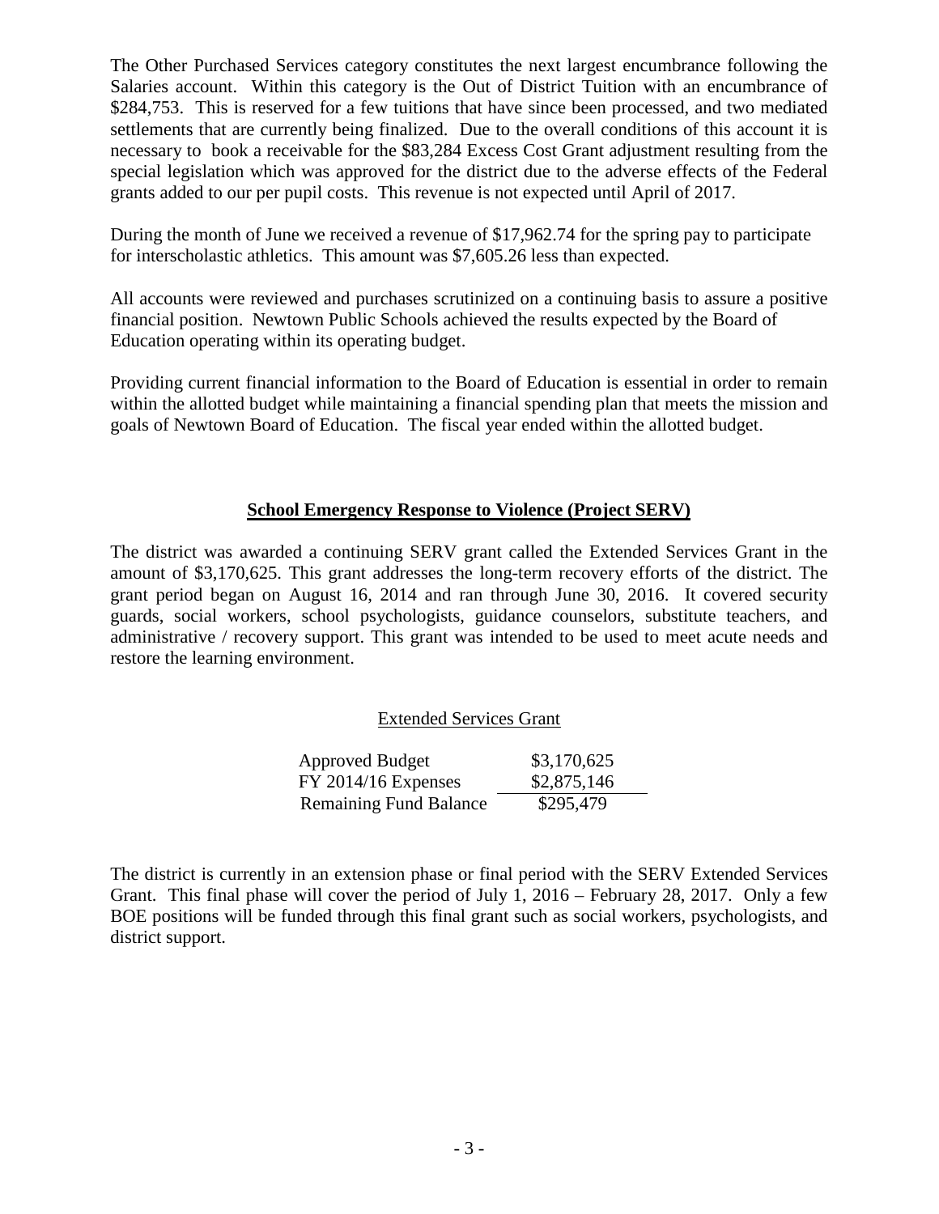The Other Purchased Services category constitutes the next largest encumbrance following the Salaries account. Within this category is the Out of District Tuition with an encumbrance of $284,753. This is reserved for a few tuitions that have since been processed, and two mediated settlements that are currently being finalized. Due to the overall conditions of this account it is necessary to book a receivable for the $83,284 Excess Cost Grant adjustment resulting from the special legislation which was approved for the district due to the adverse effects of the Federal grants added to our per pupil costs. This revenue is not expected until April of 2017.

During the month of June we received a revenue of $17,962.74 for the spring pay to participate for interscholastic athletics. This amount was $7,605.26 less than expected.

All accounts were reviewed and purchases scrutinized on a continuing basis to assure a positive financial position. Newtown Public Schools achieved the results expected by the Board of Education operating within its operating budget.

Providing current financial information to the Board of Education is essential in order to remain within the allotted budget while maintaining a financial spending plan that meets the mission and goals of Newtown Board of Education. The fiscal year ended within the allotted budget.

## School Emergency Response to Violence (Project SERV)

The district was awarded a continuing SERV grant called the Extended Services Grant in the amount of $3,170,625. This grant addresses the long-term recovery efforts of the district. The grant period began on August 16, 2014 and ran through June 30, 2016. It covered security guards, social workers, school psychologists, guidance counselors, substitute teachers, and administrative / recovery support. This grant was intended to be used to meet acute needs and restore the learning environment.

Extended Services Grant

| | |
|---|---|
| Approved Budget | $3,170,625 |
| FY 2014/16 Expenses | $2,875,146 |
| Remaining Fund Balance | $295,479 |

The district is currently in an extension phase or final period with the SERV Extended Services Grant. This final phase will cover the period of July 1, 2016 – February 28, 2017. Only a few BOE positions will be funded through this final grant such as social workers, psychologists, and district support.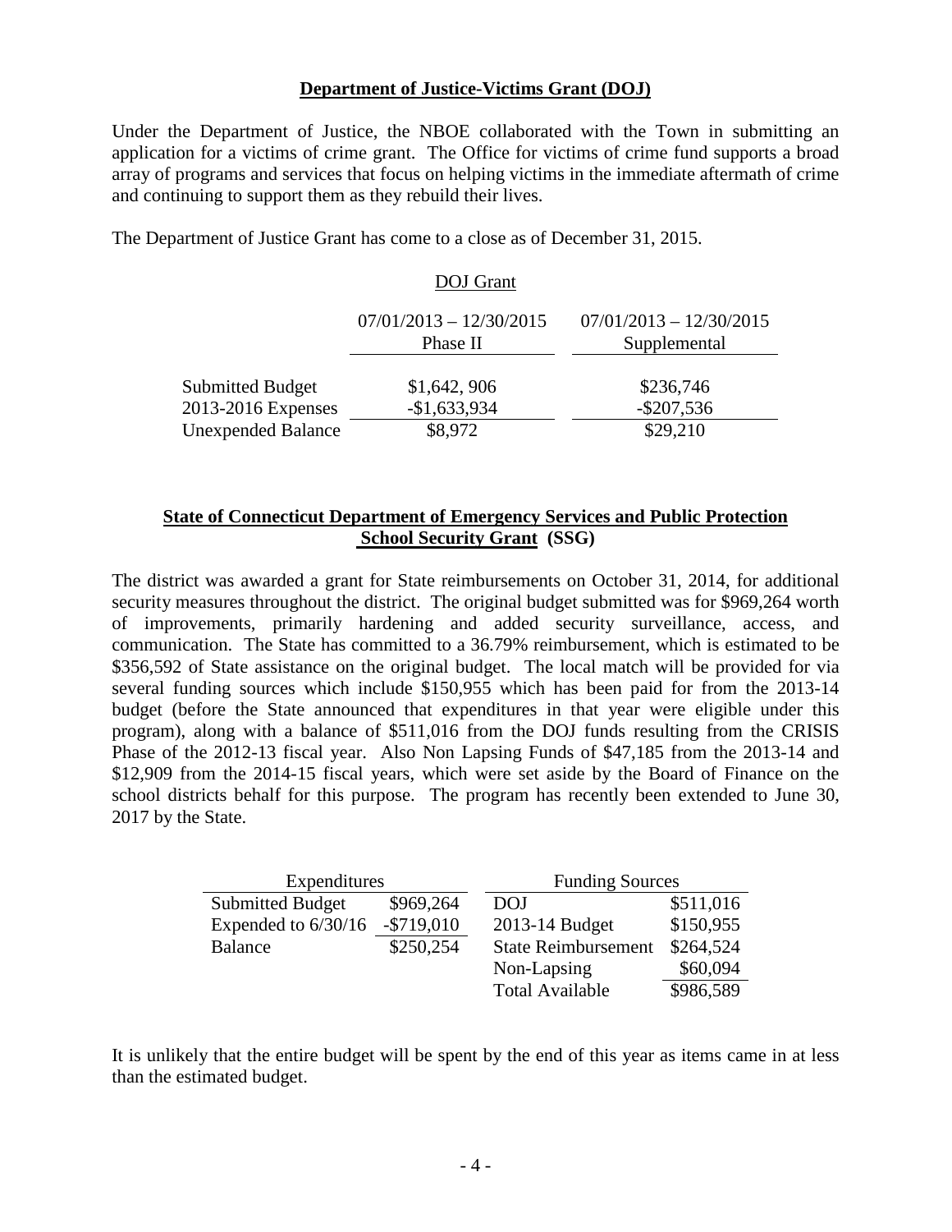## Department of Justice-Victims Grant (DOJ)

Under the Department of Justice, the NBOE collaborated with the Town in submitting an application for a victims of crime grant. The Office for victims of crime fund supports a broad array of programs and services that focus on helping victims in the immediate aftermath of crime and continuing to support them as they rebuild their lives.

The Department of Justice Grant has come to a close as of December 31, 2015.

DOJ Grant

| | 07/01/2013 – 12/30/2015 Phase II | 07/01/2013 – 12/30/2015 Supplemental |
|---|---|---|
| Submitted Budget | $1,642, 906 | $236,746 |
| 2013-2016 Expenses | -$1,633,934 | -$207,536 |
| Unexpended Balance | $8,972 | $29,210 |

## State of Connecticut Department of Emergency Services and Public Protection School Security Grant (SSG)

The district was awarded a grant for State reimbursements on October 31, 2014, for additional security measures throughout the district. The original budget submitted was for $969,264 worth of improvements, primarily hardening and added security surveillance, access, and communication. The State has committed to a 36.79% reimbursement, which is estimated to be $356,592 of State assistance on the original budget. The local match will be provided for via several funding sources which include $150,955 which has been paid for from the 2013-14 budget (before the State announced that expenditures in that year were eligible under this program), along with a balance of $511,016 from the DOJ funds resulting from the CRISIS Phase of the 2012-13 fiscal year. Also Non Lapsing Funds of $47,185 from the 2013-14 and $12,909 from the 2014-15 fiscal years, which were set aside by the Board of Finance on the school districts behalf for this purpose. The program has recently been extended to June 30, 2017 by the State.

| Expenditures | |
|---|---|
| Submitted Budget | $969,264 |
| Expended to 6/30/16 | -$719,010 |
| Balance | $250,254 |

| Funding Sources | |
|---|---|
| DOJ | $511,016 |
| 2013-14 Budget | $150,955 |
| State Reimbursement | $264,524 |
| Non-Lapsing | $60,094 |
| Total Available | $986,589 |

It is unlikely that the entire budget will be spent by the end of this year as items came in at less than the estimated budget.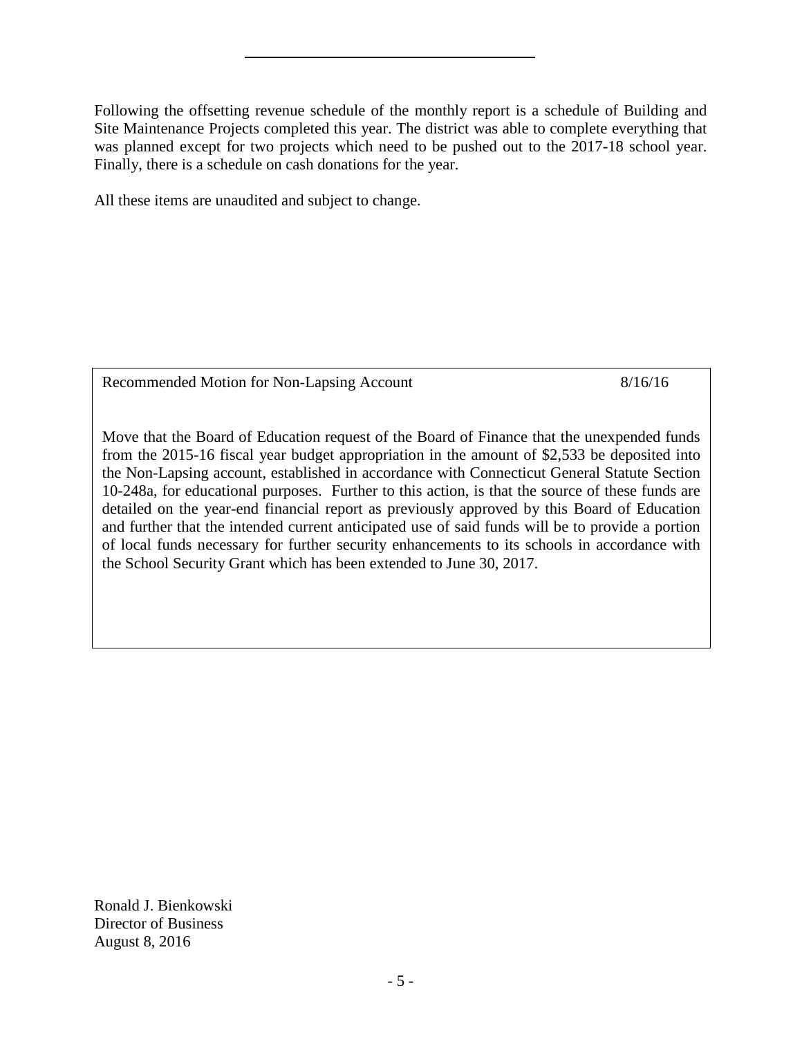Following the offsetting revenue schedule of the monthly report is a schedule of Building and Site Maintenance Projects completed this year. The district was able to complete everything that was planned except for two projects which need to be pushed out to the 2017-18 school year. Finally, there is a schedule on cash donations for the year.

All these items are unaudited and subject to change.

Recommended Motion for Non-Lapsing Account 8/16/16

Move that the Board of Education request of the Board of Finance that the unexpended funds from the 2015-16 fiscal year budget appropriation in the amount of $2,533 be deposited into the Non-Lapsing account, established in accordance with Connecticut General Statute Section 10-248a, for educational purposes. Further to this action, is that the source of these funds are detailed on the year-end financial report as previously approved by this Board of Education and further that the intended current anticipated use of said funds will be to provide a portion of local funds necessary for further security enhancements to its schools in accordance with the School Security Grant which has been extended to June 30, 2017.

Ronald J. Bienkowski
Director of Business
August 8, 2016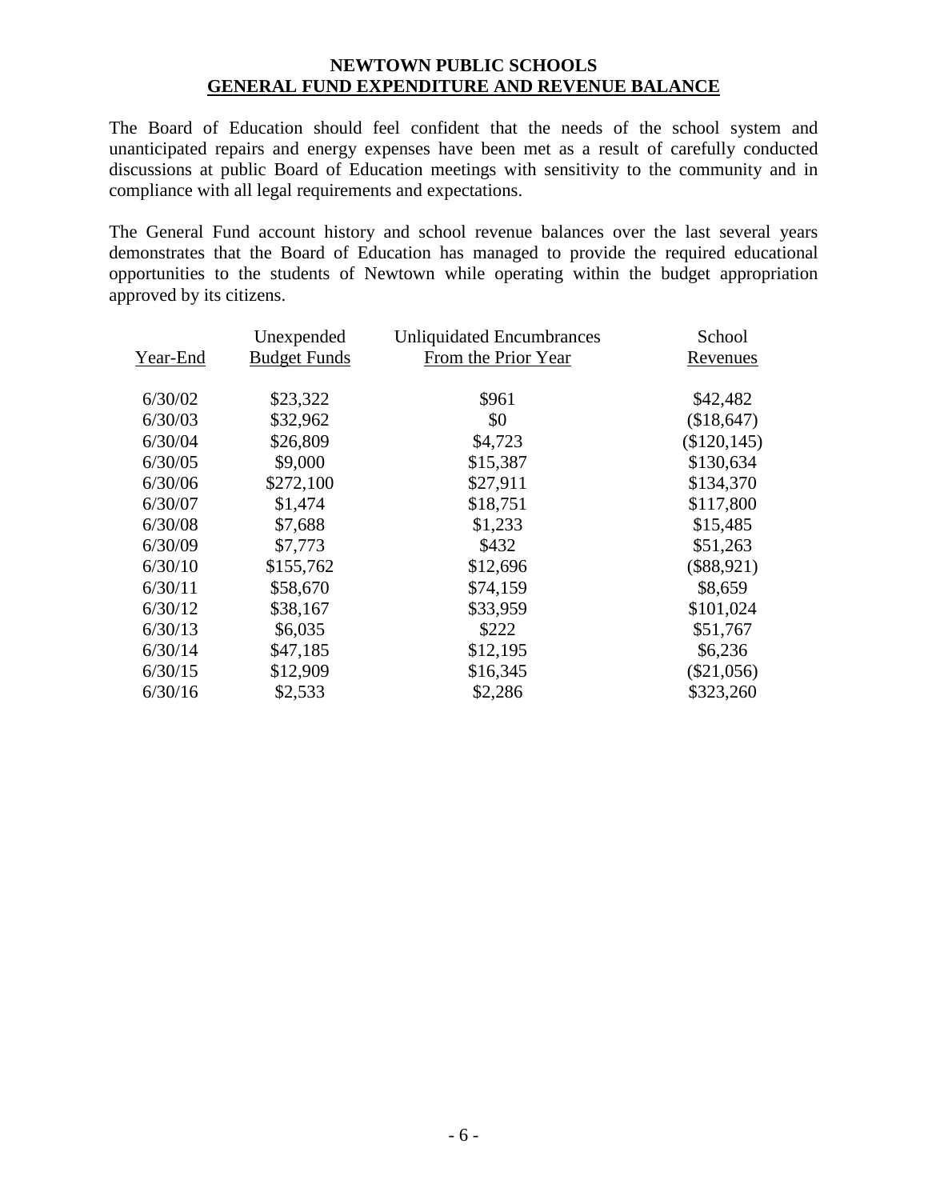**NEWTOWN PUBLIC SCHOOLS**
**GENERAL FUND EXPENDITURE AND REVENUE BALANCE**

The Board of Education should feel confident that the needs of the school system and unanticipated repairs and energy expenses have been met as a result of carefully conducted discussions at public Board of Education meetings with sensitivity to the community and in compliance with all legal requirements and expectations.

The General Fund account history and school revenue balances over the last several years demonstrates that the Board of Education has managed to provide the required educational opportunities to the students of Newtown while operating within the budget appropriation approved by its citizens.

| Year-End | Unexpended Budget Funds | Unliquidated Encumbrances From the Prior Year | School Revenues |
|---|---|---|---|
| 6/30/02 | $23,322 | $961 | $42,482 |
| 6/30/03 | $32,962 | $0 | ($18,647) |
| 6/30/04 | $26,809 | $4,723 | ($120,145) |
| 6/30/05 | $9,000 | $15,387 | $130,634 |
| 6/30/06 | $272,100 | $27,911 | $134,370 |
| 6/30/07 | $1,474 | $18,751 | $117,800 |
| 6/30/08 | $7,688 | $1,233 | $15,485 |
| 6/30/09 | $7,773 | $432 | $51,263 |
| 6/30/10 | $155,762 | $12,696 | ($88,921) |
| 6/30/11 | $58,670 | $74,159 | $8,659 |
| 6/30/12 | $38,167 | $33,959 | $101,024 |
| 6/30/13 | $6,035 | $222 | $51,767 |
| 6/30/14 | $47,185 | $12,195 | $6,236 |
| 6/30/15 | $12,909 | $16,345 | ($21,056) |
| 6/30/16 | $2,533 | $2,286 | $323,260 |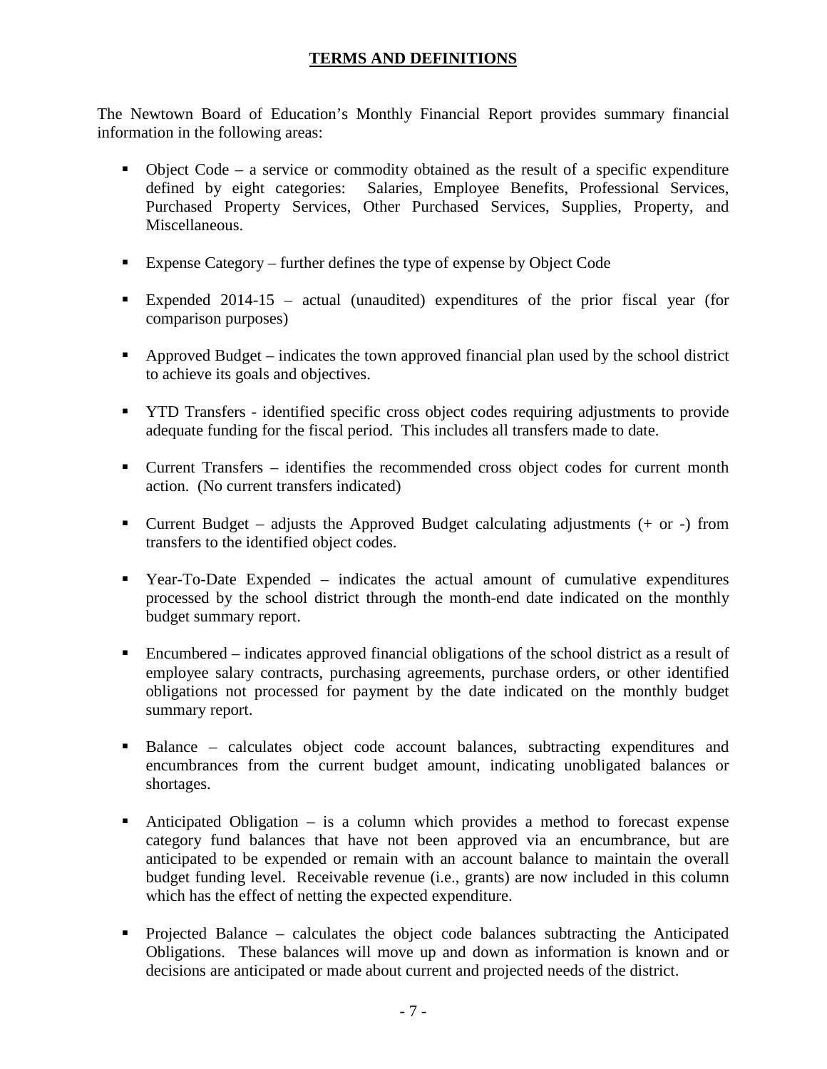# TERMS AND DEFINITIONS

The Newtown Board of Education's Monthly Financial Report provides summary financial information in the following areas:

- Object Code – a service or commodity obtained as the result of a specific expenditure defined by eight categories: Salaries, Employee Benefits, Professional Services, Purchased Property Services, Other Purchased Services, Supplies, Property, and Miscellaneous.

- Expense Category – further defines the type of expense by Object Code

- Expended 2014-15 – actual (unaudited) expenditures of the prior fiscal year (for comparison purposes)

- Approved Budget – indicates the town approved financial plan used by the school district to achieve its goals and objectives.

- YTD Transfers - identified specific cross object codes requiring adjustments to provide adequate funding for the fiscal period. This includes all transfers made to date.

- Current Transfers – identifies the recommended cross object codes for current month action. (No current transfers indicated)

- Current Budget – adjusts the Approved Budget calculating adjustments (+ or -) from transfers to the identified object codes.

- Year-To-Date Expended – indicates the actual amount of cumulative expenditures processed by the school district through the month-end date indicated on the monthly budget summary report.

- Encumbered – indicates approved financial obligations of the school district as a result of employee salary contracts, purchasing agreements, purchase orders, or other identified obligations not processed for payment by the date indicated on the monthly budget summary report.

- Balance – calculates object code account balances, subtracting expenditures and encumbrances from the current budget amount, indicating unobligated balances or shortages.

- Anticipated Obligation – is a column which provides a method to forecast expense category fund balances that have not been approved via an encumbrance, but are anticipated to be expended or remain with an account balance to maintain the overall budget funding level. Receivable revenue (i.e., grants) are now included in this column which has the effect of netting the expected expenditure.

- Projected Balance – calculates the object code balances subtracting the Anticipated Obligations. These balances will move up and down as information is known and or decisions are anticipated or made about current and projected needs of the district.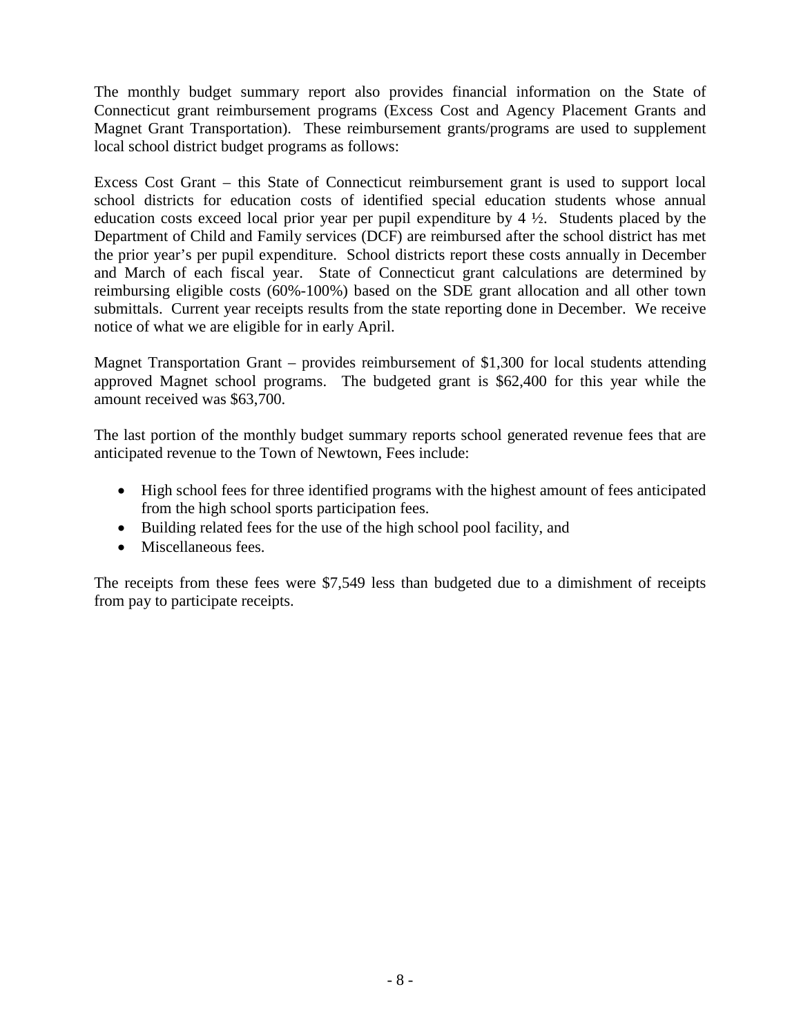The monthly budget summary report also provides financial information on the State of Connecticut grant reimbursement programs (Excess Cost and Agency Placement Grants and Magnet Grant Transportation). These reimbursement grants/programs are used to supplement local school district budget programs as follows:

Excess Cost Grant – this State of Connecticut reimbursement grant is used to support local school districts for education costs of identified special education students whose annual education costs exceed local prior year per pupil expenditure by 4 ½. Students placed by the Department of Child and Family services (DCF) are reimbursed after the school district has met the prior year's per pupil expenditure. School districts report these costs annually in December and March of each fiscal year. State of Connecticut grant calculations are determined by reimbursing eligible costs (60%-100%) based on the SDE grant allocation and all other town submittals. Current year receipts results from the state reporting done in December. We receive notice of what we are eligible for in early April.

Magnet Transportation Grant – provides reimbursement of $1,300 for local students attending approved Magnet school programs. The budgeted grant is $62,400 for this year while the amount received was $63,700.

The last portion of the monthly budget summary reports school generated revenue fees that are anticipated revenue to the Town of Newtown, Fees include:

- High school fees for three identified programs with the highest amount of fees anticipated from the high school sports participation fees.
- Building related fees for the use of the high school pool facility, and
- Miscellaneous fees.

The receipts from these fees were $7,549 less than budgeted due to a dimishment of receipts from pay to participate receipts.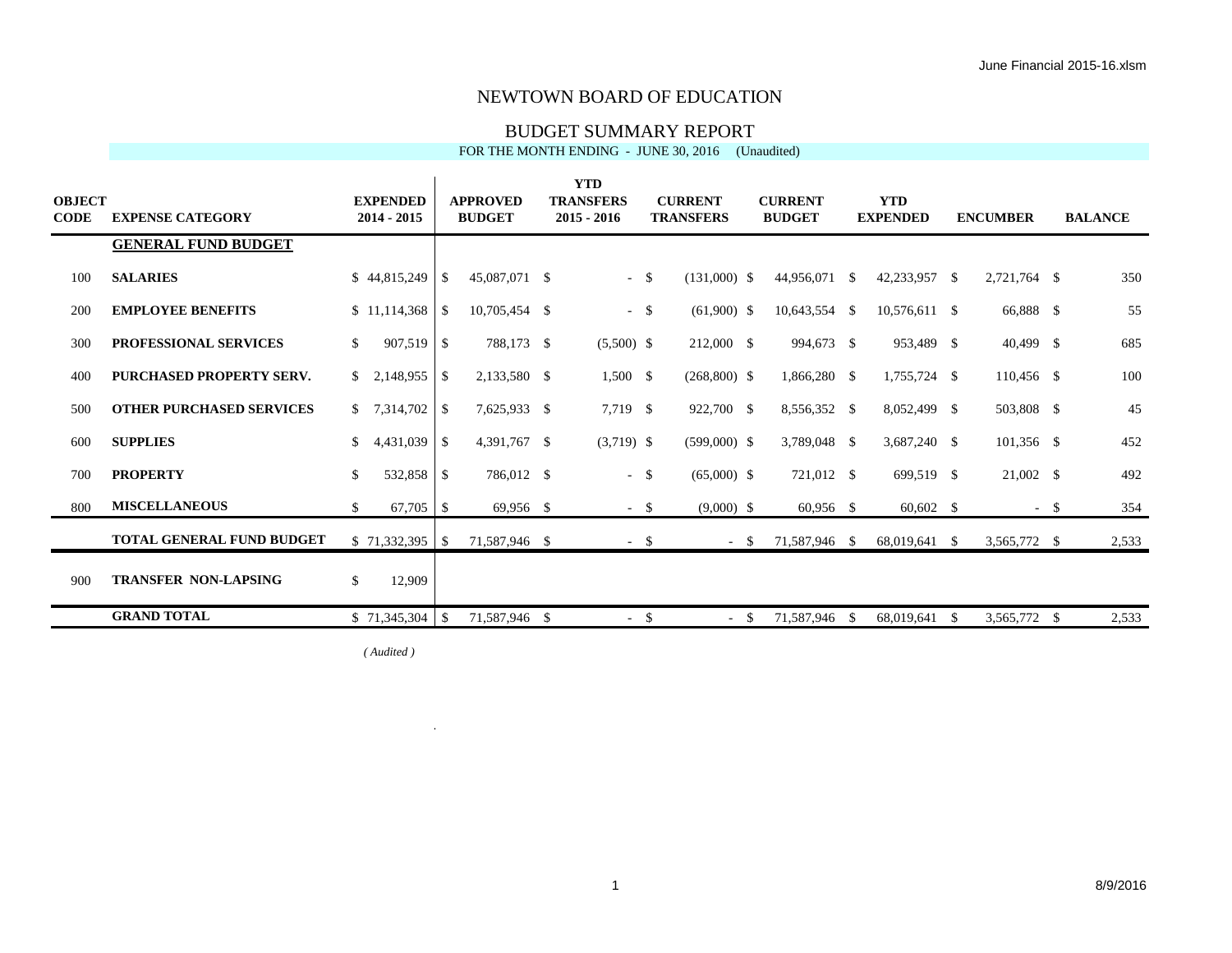# NEWTOWN BOARD OF EDUCATION

## BUDGET SUMMARY REPORT

FOR THE MONTH ENDING - JUNE 30, 2016 (Unaudited)

| OBJECT CODE | EXPENSE CATEGORY | EXPENDED 2014 - 2015 | APPROVED BUDGET | YTD TRANSFERS 2015 - 2016 | CURRENT TRANSFERS | CURRENT BUDGET | YTD EXPENDED | ENCUMBER | BALANCE |
|---|---|---|---|---|---|---|---|---|---|
| | **GENERAL FUND BUDGET** | | | | | | | | |
| 100 | **SALARIES** | $ 44,815,249 | $ 45,087,071 | $ - | $ (131,000) | $ 44,956,071 | $ 42,233,957 | $ 2,721,764 | $ 350 |
| 200 | **EMPLOYEE BENEFITS** | $ 11,114,368 | $ 10,705,454 | $ - | $ (61,900) | $ 10,643,554 | $ 10,576,611 | $ 66,888 | $ 55 |
| 300 | **PROFESSIONAL SERVICES** | $ 907,519 | $ 788,173 | $ (5,500) | $ 212,000 | $ 994,673 | $ 953,489 | $ 40,499 | $ 685 |
| 400 | **PURCHASED PROPERTY SERV.** | $ 2,148,955 | $ 2,133,580 | $ 1,500 | $ (268,800) | $ 1,866,280 | $ 1,755,724 | $ 110,456 | $ 100 |
| 500 | **OTHER PURCHASED SERVICES** | $ 7,314,702 | $ 7,625,933 | $ 7,719 | $ 922,700 | $ 8,556,352 | $ 8,052,499 | $ 503,808 | $ 45 |
| 600 | **SUPPLIES** | $ 4,431,039 | $ 4,391,767 | $ (3,719) | $ (599,000) | $ 3,789,048 | $ 3,687,240 | $ 101,356 | $ 452 |
| 700 | **PROPERTY** | $ 532,858 | $ 786,012 | $ - | $ (65,000) | $ 721,012 | $ 699,519 | $ 21,002 | $ 492 |
| 800 | **MISCELLANEOUS** | $ 67,705 | $ 69,956 | $ - | $ (9,000) | $ 60,956 | $ 60,602 | $ - | $ 354 |
| | **TOTAL GENERAL FUND BUDGET** | $ 71,332,395 | $ 71,587,946 | $ - | $ - | $ 71,587,946 | $ 68,019,641 | $ 3,565,772 | $ 2,533 |
| 900 | **TRANSFER NON-LAPSING** | $ 12,909 | | | | | | | |
| | **GRAND TOTAL** | $ 71,345,304 | $ 71,587,946 | $ - | $ - | $ 71,587,946 | $ 68,019,641 | $ 3,565,772 | $ 2,533 |
| | | *( Audited )* | | | | | | | |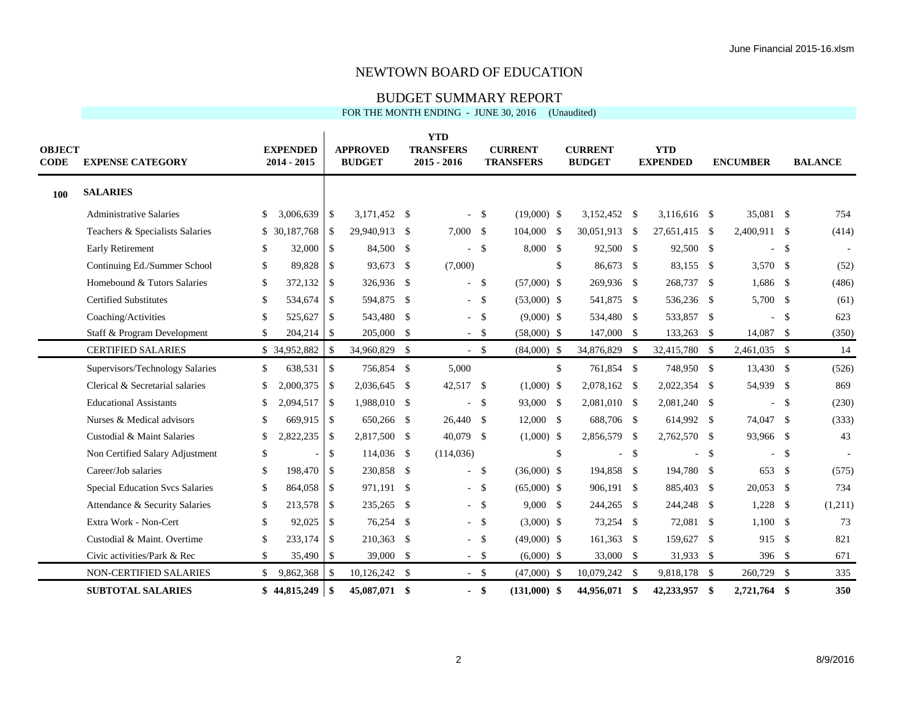June Financial 2015-16.xlsm

# NEWTOWN BOARD OF EDUCATION

## BUDGET SUMMARY REPORT

FOR THE MONTH ENDING - JUNE 30, 2016 (Unaudited)

| OBJECT CODE | EXPENSE CATEGORY | EXPENDED 2014 - 2015 | APPROVED BUDGET | YTD TRANSFERS 2015 - 2016 | CURRENT TRANSFERS | CURRENT BUDGET | YTD EXPENDED | ENCUMBER | BALANCE |
|---|---|---|---|---|---|---|---|---|---|
| **100** | **SALARIES** | | | | | | | | |
| | Administrative Salaries | $ 3,006,639 | $ 3,171,452 | $ - | $ (19,000) | $ 3,152,452 | $ 3,116,616 | $ 35,081 | $ 754 |
| | Teachers & Specialists Salaries | $ 30,187,768 | $ 29,940,913 | $ 7,000 | $ 104,000 | $ 30,051,913 | $ 27,651,415 | $ 2,400,911 | $ (414) |
| | Early Retirement | $ 32,000 | $ 84,500 | $ - | $ 8,000 | $ 92,500 | $ 92,500 | $ - | $ - |
| | Continuing Ed./Summer School | $ 89,828 | $ 93,673 | $ (7,000) | | $ 86,673 | $ 83,155 | $ 3,570 | $ (52) |
| | Homebound & Tutors Salaries | $ 372,132 | $ 326,936 | $ - | $ (57,000) | $ 269,936 | $ 268,737 | $ 1,686 | $ (486) |
| | Certified Substitutes | $ 534,674 | $ 594,875 | $ - | $ (53,000) | $ 541,875 | $ 536,236 | $ 5,700 | $ (61) |
| | Coaching/Activities | $ 525,627 | $ 543,480 | $ - | $ (9,000) | $ 534,480 | $ 533,857 | $ - | $ 623 |
| | Staff & Program Development | $ 204,214 | $ 205,000 | $ - | $ (58,000) | $ 147,000 | $ 133,263 | $ 14,087 | $ (350) |
| | CERTIFIED SALARIES | $ 34,952,882 | $ 34,960,829 | $ - | $ (84,000) | $ 34,876,829 | $ 32,415,780 | $ 2,461,035 | $ 14 |
| | Supervisors/Technology Salaries | $ 638,531 | $ 756,854 | $ 5,000 | | $ 761,854 | $ 748,950 | $ 13,430 | $ (526) |
| | Clerical & Secretarial salaries | $ 2,000,375 | $ 2,036,645 | $ 42,517 | $ (1,000) | $ 2,078,162 | $ 2,022,354 | $ 54,939 | $ 869 |
| | Educational Assistants | $ 2,094,517 | $ 1,988,010 | $ - | $ 93,000 | $ 2,081,010 | $ 2,081,240 | $ - | $ (230) |
| | Nurses & Medical advisors | $ 669,915 | $ 650,266 | $ 26,440 | $ 12,000 | $ 688,706 | $ 614,992 | $ 74,047 | $ (333) |
| | Custodial & Maint Salaries | $ 2,822,235 | $ 2,817,500 | $ 40,079 | $ (1,000) | $ 2,856,579 | $ 2,762,570 | $ 93,966 | $ 43 |
| | Non Certified Salary Adjustment | $ - | $ 114,036 | $ (114,036) | | $ - | $ - | $ - | $ - |
| | Career/Job salaries | $ 198,470 | $ 230,858 | $ - | $ (36,000) | $ 194,858 | $ 194,780 | $ 653 | $ (575) |
| | Special Education Svcs Salaries | $ 864,058 | $ 971,191 | $ - | $ (65,000) | $ 906,191 | $ 885,403 | $ 20,053 | $ 734 |
| | Attendance & Security Salaries | $ 213,578 | $ 235,265 | $ - | $ 9,000 | $ 244,265 | $ 244,248 | $ 1,228 | $ (1,211) |
| | Extra Work - Non-Cert | $ 92,025 | $ 76,254 | $ - | $ (3,000) | $ 73,254 | $ 72,081 | $ 1,100 | $ 73 |
| | Custodial & Maint. Overtime | $ 233,174 | $ 210,363 | $ - | $ (49,000) | $ 161,363 | $ 159,627 | $ 915 | $ 821 |
| | Civic activities/Park & Rec | $ 35,490 | $ 39,000 | $ - | $ (6,000) | $ 33,000 | $ 31,933 | $ 396 | $ 671 |
| | NON-CERTIFIED SALARIES | $ 9,862,368 | $ 10,126,242 | $ - | $ (47,000) | $ 10,079,242 | $ 9,818,178 | $ 260,729 | $ 335 |
| | **SUBTOTAL SALARIES** | **$ 44,815,249** | **$ 45,087,071** | **$ -** | **$ (131,000)** | **$ 44,956,071** | **$ 42,233,957** | **$ 2,721,764** | **$ 350** |

8/9/2016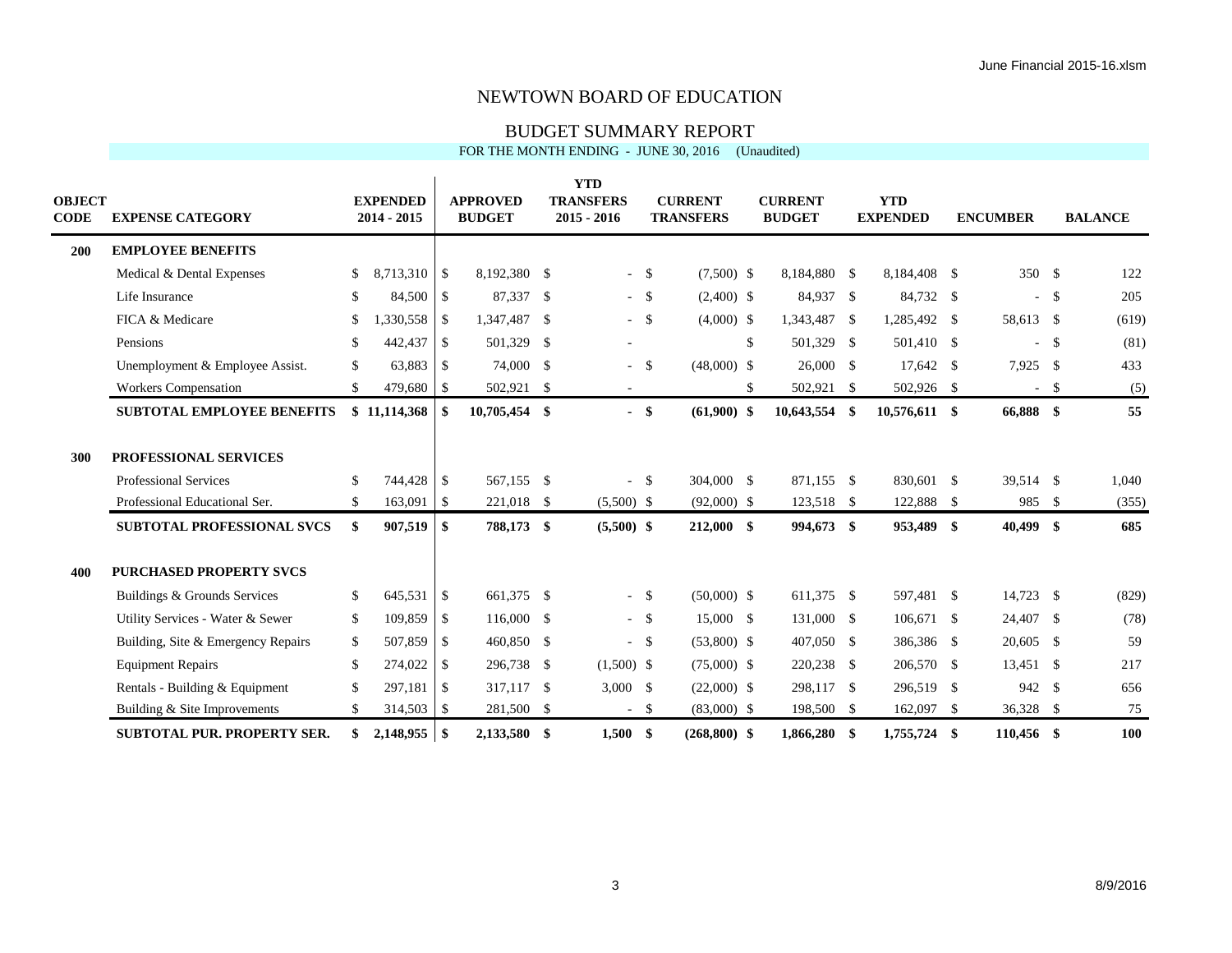# NEWTOWN BOARD OF EDUCATION

## BUDGET SUMMARY REPORT

FOR THE MONTH ENDING - JUNE 30, 2016 (Unaudited)

| OBJECT CODE | EXPENSE CATEGORY | EXPENDED 2014 - 2015 | APPROVED BUDGET | YTD TRANSFERS 2015 - 2016 | CURRENT TRANSFERS | CURRENT BUDGET | YTD EXPENDED | ENCUMBER | BALANCE |
|---|---|---|---|---|---|---|---|---|---|
| **200** | **EMPLOYEE BENEFITS** | | | | | | | | |
| | Medical & Dental Expenses | $ 8,713,310 | $ 8,192,380 | $ - | $ (7,500) | $ 8,184,880 | $ 8,184,408 | $ 350 | $ 122 |
| | Life Insurance | $ 84,500 | $ 87,337 | $ - | $ (2,400) | $ 84,937 | $ 84,732 | $ - | $ 205 |
| | FICA & Medicare | $ 1,330,558 | $ 1,347,487 | $ - | $ (4,000) | $ 1,343,487 | $ 1,285,492 | $ 58,613 | $ (619) |
| | Pensions | $ 442,437 | $ 501,329 | $ - | | $ 501,329 | $ 501,410 | $ - | $ (81) |
| | Unemployment & Employee Assist. | $ 63,883 | $ 74,000 | $ - | $ (48,000) | $ 26,000 | $ 17,642 | $ 7,925 | $ 433 |
| | Workers Compensation | $ 479,680 | $ 502,921 | $ - | | $ 502,921 | $ 502,926 | $ - | $ (5) |
| | **SUBTOTAL EMPLOYEE BENEFITS** | **$ 11,114,368** | **$ 10,705,454** | **$ -** | **$ (61,900)** | **$ 10,643,554** | **$ 10,576,611** | **$ 66,888** | **$ 55** |
| **300** | **PROFESSIONAL SERVICES** | | | | | | | | |
| | Professional Services | $ 744,428 | $ 567,155 | $ - | $ 304,000 | $ 871,155 | $ 830,601 | $ 39,514 | $ 1,040 |
| | Professional Educational Ser. | $ 163,091 | $ 221,018 | $ (5,500) | $ (92,000) | $ 123,518 | $ 122,888 | $ 985 | $ (355) |
| | **SUBTOTAL PROFESSIONAL SVCS** | **$ 907,519** | **$ 788,173** | **$ (5,500)** | **$ 212,000** | **$ 994,673** | **$ 953,489** | **$ 40,499** | **$ 685** |
| **400** | **PURCHASED PROPERTY SVCS** | | | | | | | | |
| | Buildings & Grounds Services | $ 645,531 | $ 661,375 | $ - | $ (50,000) | $ 611,375 | $ 597,481 | $ 14,723 | $ (829) |
| | Utility Services - Water & Sewer | $ 109,859 | $ 116,000 | $ - | $ 15,000 | $ 131,000 | $ 106,671 | $ 24,407 | $ (78) |
| | Building, Site & Emergency Repairs | $ 507,859 | $ 460,850 | $ - | $ (53,800) | $ 407,050 | $ 386,386 | $ 20,605 | $ 59 |
| | Equipment Repairs | $ 274,022 | $ 296,738 | $ (1,500) | $ (75,000) | $ 220,238 | $ 206,570 | $ 13,451 | $ 217 |
| | Rentals - Building & Equipment | $ 297,181 | $ 317,117 | $ 3,000 | $ (22,000) | $ 298,117 | $ 296,519 | $ 942 | $ 656 |
| | Building & Site Improvements | $ 314,503 | $ 281,500 | $ - | $ (83,000) | $ 198,500 | $ 162,097 | $ 36,328 | $ 75 |
| | **SUBTOTAL PUR. PROPERTY SER.** | **$ 2,148,955** | **$ 2,133,580** | **$ 1,500** | **$ (268,800)** | **$ 1,866,280** | **$ 1,755,724** | **$ 110,456** | **$ 100** |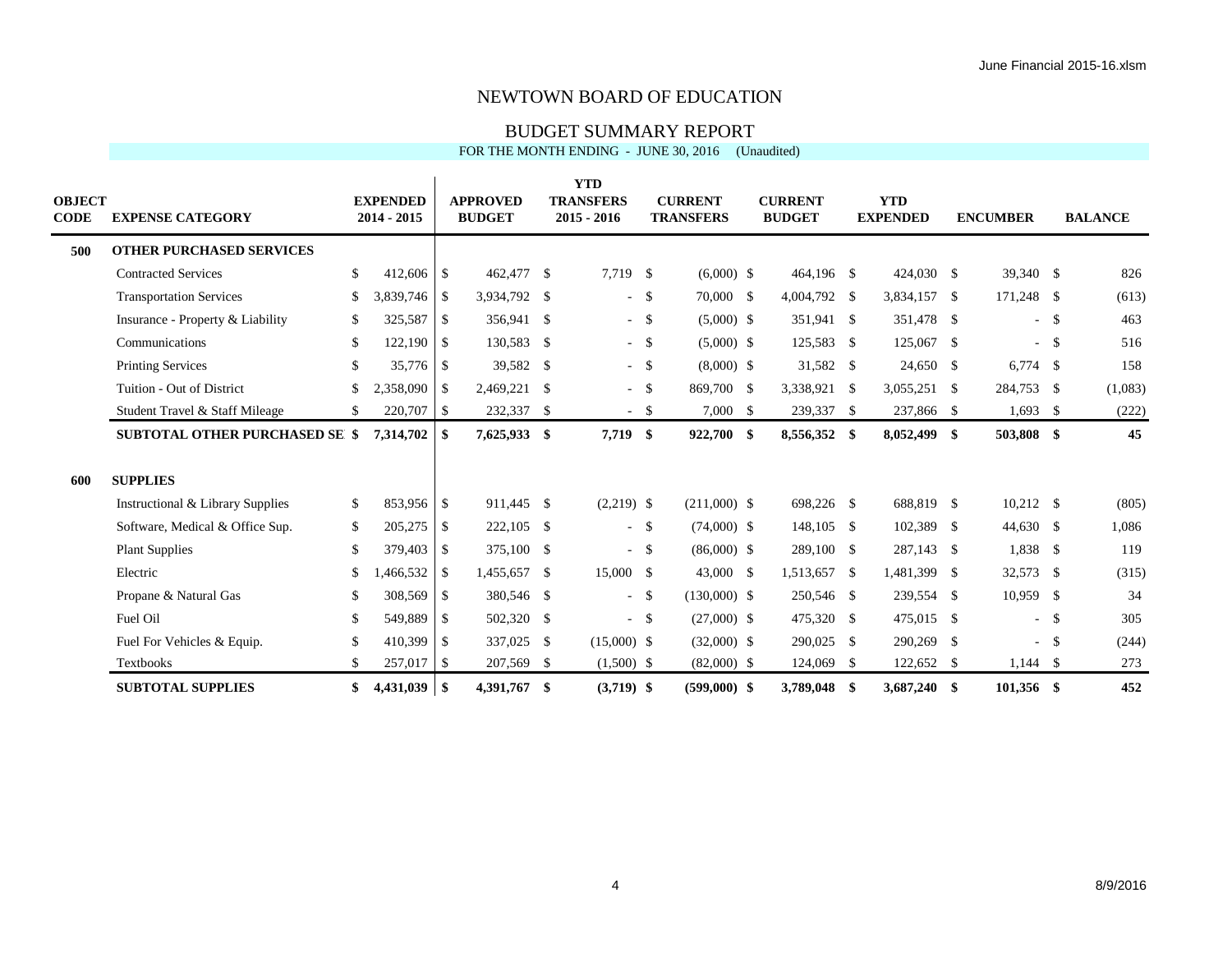# NEWTOWN BOARD OF EDUCATION

## BUDGET SUMMARY REPORT

FOR THE MONTH ENDING - JUNE 30, 2016 (Unaudited)

| OBJECT CODE | EXPENSE CATEGORY | EXPENDED 2014 - 2015 | APPROVED BUDGET | YTD TRANSFERS 2015 - 2016 | CURRENT TRANSFERS | CURRENT BUDGET | YTD EXPENDED | ENCUMBER | BALANCE |
|---|---|---|---|---|---|---|---|---|---|
| **500** | **OTHER PURCHASED SERVICES** | | | | | | | | |
| | Contracted Services | $ 412,606 | $ 462,477 | $ 7,719 | $ (6,000) | $ 464,196 | $ 424,030 | $ 39,340 | $ 826 |
| | Transportation Services | $ 3,839,746 | $ 3,934,792 | $ - | $ 70,000 | $ 4,004,792 | $ 3,834,157 | $ 171,248 | $ (613) |
| | Insurance - Property & Liability | $ 325,587 | $ 356,941 | $ - | $ (5,000) | $ 351,941 | $ 351,478 | $ - | $ 463 |
| | Communications | $ 122,190 | $ 130,583 | $ - | $ (5,000) | $ 125,583 | $ 125,067 | $ - | $ 516 |
| | Printing Services | $ 35,776 | $ 39,582 | $ - | $ (8,000) | $ 31,582 | $ 24,650 | $ 6,774 | $ 158 |
| | Tuition - Out of District | $ 2,358,090 | $ 2,469,221 | $ - | $ 869,700 | $ 3,338,921 | $ 3,055,251 | $ 284,753 | $ (1,083) |
| | Student Travel & Staff Mileage | $ 220,707 | $ 232,337 | $ - | $ 7,000 | $ 239,337 | $ 237,866 | $ 1,693 | $ (222) |
| | **SUBTOTAL OTHER PURCHASED SE** | **$ 7,314,702** | **$ 7,625,933** | **$ 7,719** | **$ 922,700** | **$ 8,556,352** | **$ 8,052,499** | **$ 503,808** | **$ 45** |
| **600** | **SUPPLIES** | | | | | | | | |
| | Instructional & Library Supplies | $ 853,956 | $ 911,445 | $ (2,219) | $ (211,000) | $ 698,226 | $ 688,819 | $ 10,212 | $ (805) |
| | Software, Medical & Office Sup. | $ 205,275 | $ 222,105 | $ - | $ (74,000) | $ 148,105 | $ 102,389 | $ 44,630 | $ 1,086 |
| | Plant Supplies | $ 379,403 | $ 375,100 | $ - | $ (86,000) | $ 289,100 | $ 287,143 | $ 1,838 | $ 119 |
| | Electric | $ 1,466,532 | $ 1,455,657 | $ 15,000 | $ 43,000 | $ 1,513,657 | $ 1,481,399 | $ 32,573 | $ (315) |
| | Propane & Natural Gas | $ 308,569 | $ 380,546 | $ - | $ (130,000) | $ 250,546 | $ 239,554 | $ 10,959 | $ 34 |
| | Fuel Oil | $ 549,889 | $ 502,320 | $ - | $ (27,000) | $ 475,320 | $ 475,015 | $ - | $ 305 |
| | Fuel For Vehicles & Equip. | $ 410,399 | $ 337,025 | $ (15,000) | $ (32,000) | $ 290,025 | $ 290,269 | $ - | $ (244) |
| | Textbooks | $ 257,017 | $ 207,569 | $ (1,500) | $ (82,000) | $ 124,069 | $ 122,652 | $ 1,144 | $ 273 |
| | **SUBTOTAL SUPPLIES** | **$ 4,431,039** | **$ 4,391,767** | **$ (3,719)** | **$ (599,000)** | **$ 3,789,048** | **$ 3,687,240** | **$ 101,356** | **$ 452** |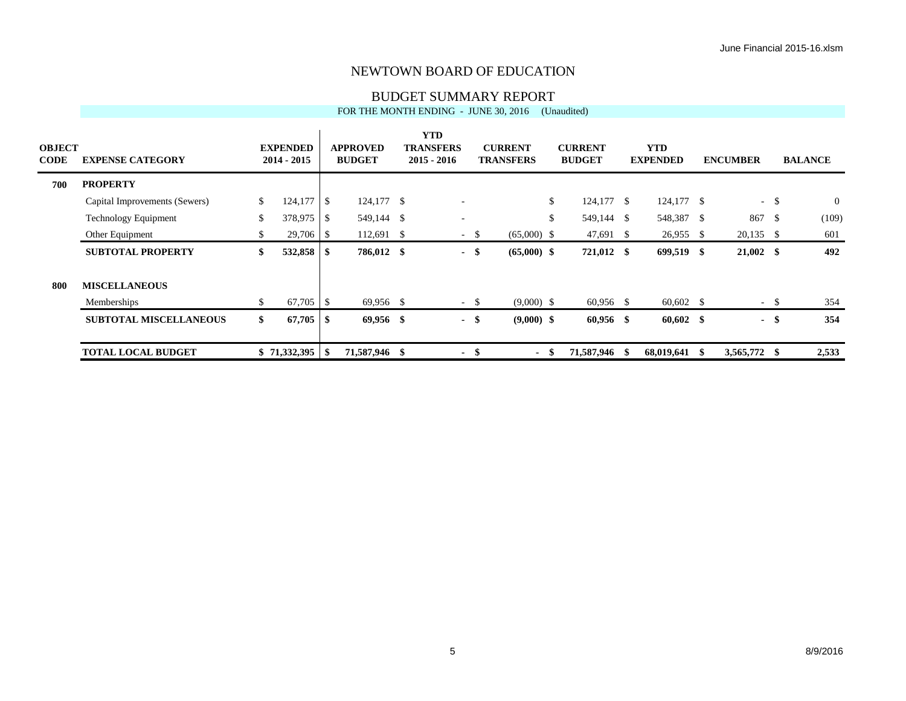# NEWTOWN BOARD OF EDUCATION

## BUDGET SUMMARY REPORT

FOR THE MONTH ENDING - JUNE 30, 2016 (Unaudited)

| OBJECT CODE | EXPENSE CATEGORY | EXPENDED 2014 - 2015 | APPROVED BUDGET | YTD TRANSFERS 2015 - 2016 | CURRENT TRANSFERS | CURRENT BUDGET | YTD EXPENDED | ENCUMBER | BALANCE |
|---|---|---|---|---|---|---|---|---|---|
| **700** | **PROPERTY** | | | | | | | | |
| | Capital Improvements (Sewers) | $ 124,177 | $ 124,177 | $ - | | $ 124,177 | $ 124,177 | $ - | $ 0 |
| | Technology Equipment | $ 378,975 | $ 549,144 | $ - | | $ 549,144 | $ 548,387 | $ 867 | $ (109) |
| | Other Equipment | $ 29,706 | $ 112,691 | $ - | $ (65,000) | $ 47,691 | $ 26,955 | $ 20,135 | $ 601 |
| | **SUBTOTAL PROPERTY** | **$ 532,858** | **$ 786,012** | **$ -** | **$ (65,000)** | **$ 721,012** | **$ 699,519** | **$ 21,002** | **$ 492** |
| **800** | **MISCELLANEOUS** | | | | | | | | |
| | Memberships | $ 67,705 | $ 69,956 | $ - | $ (9,000) | $ 60,956 | $ 60,602 | $ - | $ 354 |
| | **SUBTOTAL MISCELLANEOUS** | **$ 67,705** | **$ 69,956** | **$ -** | **$ (9,000)** | **$ 60,956** | **$ 60,602** | **$ -** | **$ 354** |
| | **TOTAL LOCAL BUDGET** | **$ 71,332,395** | **$ 71,587,946** | **$ -** | **$ -** | **$ 71,587,946** | **$ 68,019,641** | **$ 3,565,772** | **$ 2,533** |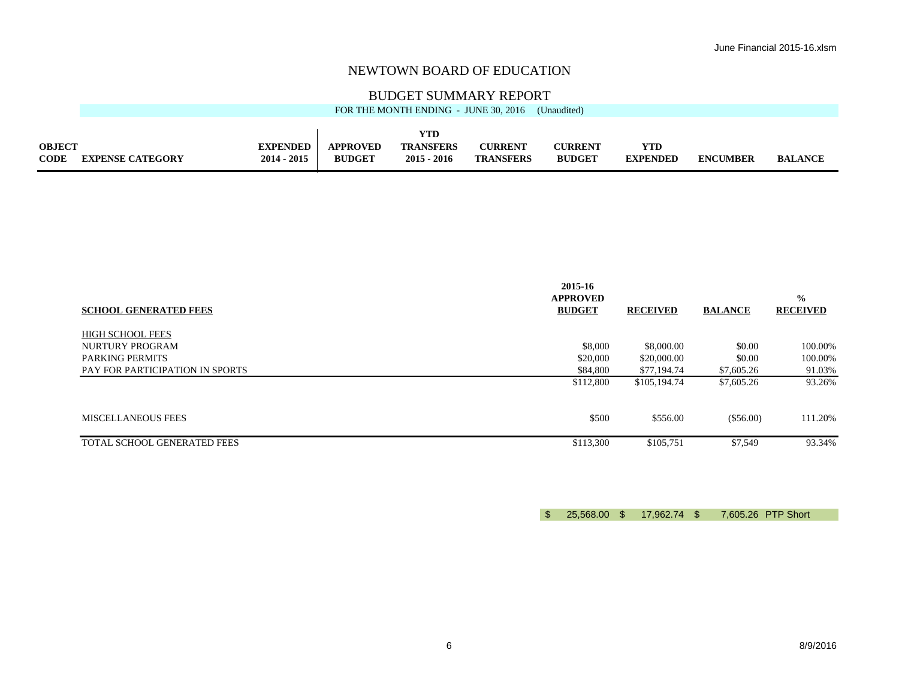# NEWTOWN BOARD OF EDUCATION

## BUDGET SUMMARY REPORT

FOR THE MONTH ENDING - JUNE 30, 2016 (Unaudited)

| OBJECT CODE | EXPENSE CATEGORY | EXPENDED 2014 - 2015 | APPROVED BUDGET | YTD TRANSFERS 2015 - 2016 | CURRENT TRANSFERS | CURRENT BUDGET | YTD EXPENDED | ENCUMBER | BALANCE |
|---|---|---|---|---|---|---|---|---|---|

| SCHOOL GENERATED FEES | 2015-16 APPROVED BUDGET | RECEIVED | BALANCE | % RECEIVED |
|---|---|---|---|---|
| HIGH SCHOOL FEES | | | | |
| NURTURY PROGRAM | $8,000 | $8,000.00 | $0.00 | 100.00% |
| PARKING PERMITS | $20,000 | $20,000.00 | $0.00 | 100.00% |
| PAY FOR PARTICIPATION IN SPORTS | $84,800 | $77,194.74 | $7,605.26 | 91.03% |
| | $112,800 | $105,194.74 | $7,605.26 | 93.26% |
| MISCELLANEOUS FEES | $500 | $556.00 | ($56.00) | 111.20% |
| TOTAL SCHOOL GENERATED FEES | $113,300 | $105,751 | $7,549 | 93.34% |

| $ 25,568.00 | $ 17,962.74 | $ 7,605.26 | PTP Short |
|---|---|---|---|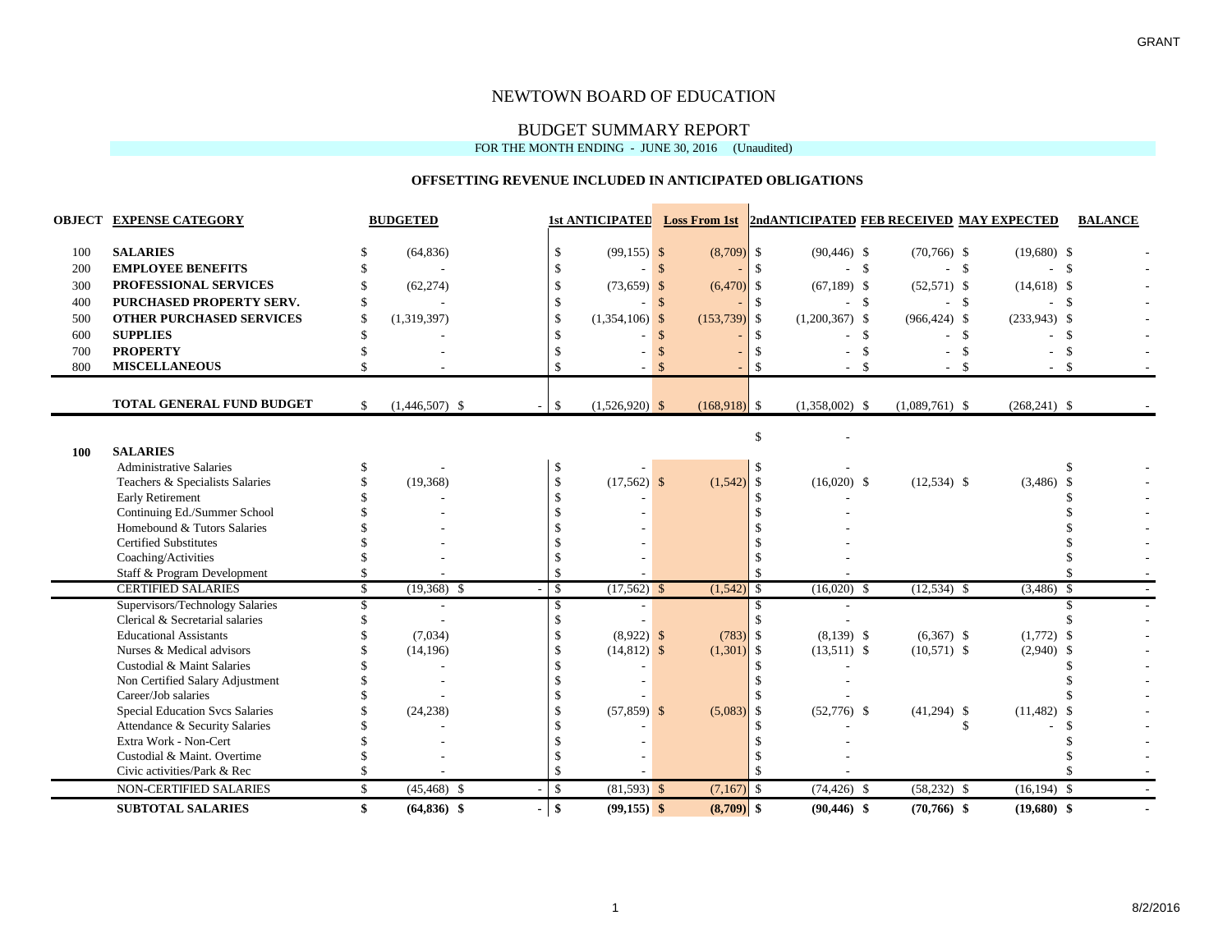GRANT

# NEWTOWN BOARD OF EDUCATION

## BUDGET SUMMARY REPORT

FOR THE MONTH ENDING - JUNE 30, 2016 (Unaudited)

### OFFSETTING REVENUE INCLUDED IN ANTICIPATED OBLIGATIONS

| OBJECT | EXPENSE CATEGORY | BUDGETED | | 1st ANTICIPATED | Loss From 1st | 2ndANTICIPATED | FEB RECEIVED | MAY EXPECTED | BALANCE |
|---|---|---|---|---|---|---|---|---|---|
| 100 | **SALARIES** | $ (64,836) | | $ (99,155) | $ (8,709) | $ (90,446) | $ (70,766) | $ (19,680) | $ - |
| 200 | **EMPLOYEE BENEFITS** | $ - | | $ - | $ - | $ - | $ - | $ - | $ - |
| 300 | **PROFESSIONAL SERVICES** | $ (62,274) | | $ (73,659) | $ (6,470) | $ (67,189) | $ (52,571) | $ (14,618) | $ - |
| 400 | **PURCHASED PROPERTY SERV.** | $ - | | $ - | $ - | $ - | $ - | $ - | $ - |
| 500 | **OTHER PURCHASED SERVICES** | $ (1,319,397) | | $ (1,354,106) | $ (153,739) | $ (1,200,367) | $ (966,424) | $ (233,943) | $ - |
| 600 | **SUPPLIES** | $ - | | $ - | $ - | $ - | $ - | $ - | $ - |
| 700 | **PROPERTY** | $ - | | $ - | $ - | $ - | $ - | $ - | $ - |
| 800 | **MISCELLANEOUS** | $ - | | $ - | $ - | $ - | $ - | $ - | $ - |
| | **TOTAL GENERAL FUND BUDGET** | $ (1,446,507) | $ - | $ (1,526,920) | $ (168,918) | $ (1,358,002) | $ (1,089,761) | $ (268,241) | $ - |
| | | | | | | $ - | | | |
| **100** | **SALARIES** | | | | | | | | |
| | Administrative Salaries | $ - | | $ - | | $ - | | | $ - |
| | Teachers & Specialists Salaries | $ (19,368) | | $ (17,562) | $ (1,542) | $ (16,020) | $ (12,534) | $ (3,486) | $ - |
| | Early Retirement | $ - | | $ - | | $ - | | | $ - |
| | Continuing Ed./Summer School | $ - | | $ - | | $ - | | | $ - |
| | Homebound & Tutors Salaries | $ - | | $ - | | $ - | | | $ - |
| | Certified Substitutes | $ - | | $ - | | $ - | | | $ - |
| | Coaching/Activities | $ - | | $ - | | $ - | | | $ - |
| | Staff & Program Development | $ - | | $ - | | $ - | | | $ - |
| | CERTIFIED SALARIES | $ (19,368) | $ - | $ (17,562) | $ (1,542) | $ (16,020) | $ (12,534) | $ (3,486) | $ - |
| | Supervisors/Technology Salaries | $ - | | $ - | | $ - | | | $ - |
| | Clerical & Secretarial salaries | $ - | | $ - | | $ - | | | $ - |
| | Educational Assistants | $ (7,034) | | $ (8,922) | $ (783) | $ (8,139) | $ (6,367) | $ (1,772) | $ - |
| | Nurses & Medical advisors | $ (14,196) | | $ (14,812) | $ (1,301) | $ (13,511) | $ (10,571) | $ (2,940) | $ - |
| | Custodial & Maint Salaries | $ - | | $ - | | $ - | | | $ - |
| | Non Certified Salary Adjustment | $ - | | $ - | | $ - | | | $ - |
| | Career/Job salaries | $ - | | $ - | | $ - | | | $ - |
| | Special Education Svcs Salaries | $ (24,238) | | $ (57,859) | $ (5,083) | $ (52,776) | $ (41,294) | $ (11,482) | $ - |
| | Attendance & Security Salaries | $ - | | $ - | | $ - | | $ - | $ - |
| | Extra Work - Non-Cert | $ - | | $ - | | $ - | | | $ - |
| | Custodial & Maint. Overtime | $ - | | $ - | | $ - | | | $ - |
| | Civic activities/Park & Rec | $ - | | $ - | | $ - | | | $ - |
| | NON-CERTIFIED SALARIES | $ (45,468) | $ - | $ (81,593) | $ (7,167) | $ (74,426) | $ (58,232) | $ (16,194) | $ - |
| | **SUBTOTAL SALARIES** | **$ (64,836)** | **$ -** | **$ (99,155)** | **$ (8,709)** | **$ (90,446)** | **$ (70,766)** | **$ (19,680)** | **$ -** |

8/2/2016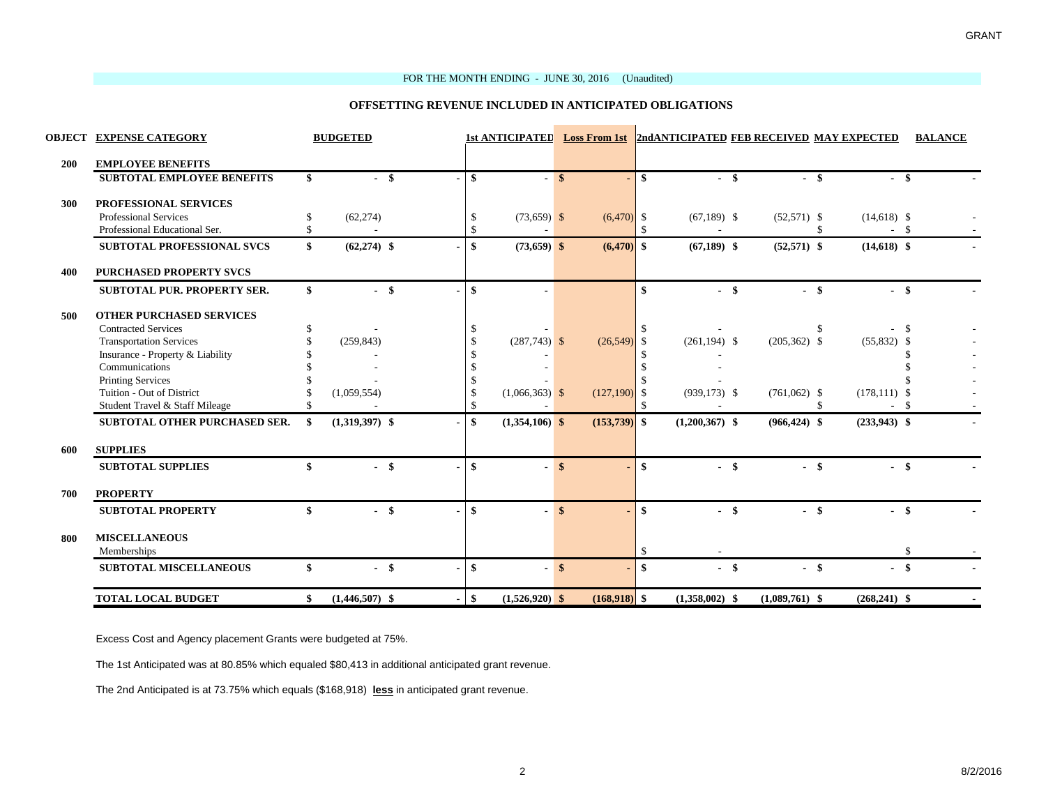FOR THE MONTH ENDING - JUNE 30, 2016 (Unaudited)

## OFFSETTING REVENUE INCLUDED IN ANTICIPATED OBLIGATIONS

| OBJECT | EXPENSE CATEGORY | BUDGETED | | 1st ANTICIPATED | Loss From 1st | 2ndANTICIPATED | FEB RECEIVED | MAY EXPECTED | BALANCE |
|---|---|---|---|---|---|---|---|---|---|
| 200 | **EMPLOYEE BENEFITS** | | | | | | | | |
| | **SUBTOTAL EMPLOYEE BENEFITS** | **$ -** | **$ -** | **$ -** | **$ -** | **$ -** | **$ -** | **$ -** | **$ -** |
| 300 | **PROFESSIONAL SERVICES** | | | | | | | | |
| | Professional Services | $ (62,274) | | $ (73,659) | $ (6,470) | $ (67,189) | $ (52,571) | $ (14,618) | $ - |
| | Professional Educational Ser. | $ - | | $ - | | $ - | | $ - | $ - |
| | **SUBTOTAL PROFESSIONAL SVCS** | **$ (62,274)** | **$ -** | **$ (73,659)** | **$ (6,470)** | **$ (67,189)** | **$ (52,571)** | **$ (14,618)** | **$ -** |
| 400 | **PURCHASED PROPERTY SVCS** | | | | | | | | |
| | **SUBTOTAL PUR. PROPERTY SER.** | **$ -** | **$ -** | **$ -** | | **$ -** | **$ -** | **$ -** | **$ -** |
| 500 | **OTHER PURCHASED SERVICES** | | | | | | | | |
| | Contracted Services | $ - | | $ - | | $ - | | $ - | $ - |
| | Transportation Services | $ (259,843) | | $ (287,743) | $ (26,549) | $ (261,194) | $ (205,362) | $ (55,832) | $ - |
| | Insurance - Property & Liability | $ - | | $ - | | $ - | | | $ - |
| | Communications | $ - | | $ - | | $ - | | | $ - |
| | Printing Services | $ - | | $ - | | $ - | | | $ - |
| | Tuition - Out of District | $ (1,059,554) | | $ (1,066,363) | $ (127,190) | $ (939,173) | $ (761,062) | $ (178,111) | $ - |
| | Student Travel & Staff Mileage | $ - | | $ - | | $ - | | $ - | $ - |
| | **SUBTOTAL OTHER PURCHASED SER.** | **$ (1,319,397)** | **$ -** | **$ (1,354,106)** | **$ (153,739)** | **$ (1,200,367)** | **$ (966,424)** | **$ (233,943)** | **$ -** |
| 600 | **SUPPLIES** | | | | | | | | |
| | **SUBTOTAL SUPPLIES** | **$ -** | **$ -** | **$ -** | **$ -** | **$ -** | **$ -** | **$ -** | **$ -** |
| 700 | **PROPERTY** | | | | | | | | |
| | **SUBTOTAL PROPERTY** | **$ -** | **$ -** | **$ -** | **$ -** | **$ -** | **$ -** | **$ -** | **$ -** |
| 800 | **MISCELLANEOUS** | | | | | | | | |
| | Memberships | | | | | $ - | | | $ - |
| | **SUBTOTAL MISCELLANEOUS** | **$ -** | **$ -** | **$ -** | **$ -** | **$ -** | **$ -** | **$ -** | **$ -** |
| | **TOTAL LOCAL BUDGET** | **$ (1,446,507)** | **$ -** | **$ (1,526,920)** | **$ (168,918)** | **$ (1,358,002)** | **$ (1,089,761)** | **$ (268,241)** | **$ -** |

Excess Cost and Agency placement Grants were budgeted at 75%.

The 1st Anticipated was at 80.85% which equaled $80,413 in additional anticipated grant revenue.

The 2nd Anticipated is at 73.75% which equals ($168,918) **less** in anticipated grant revenue.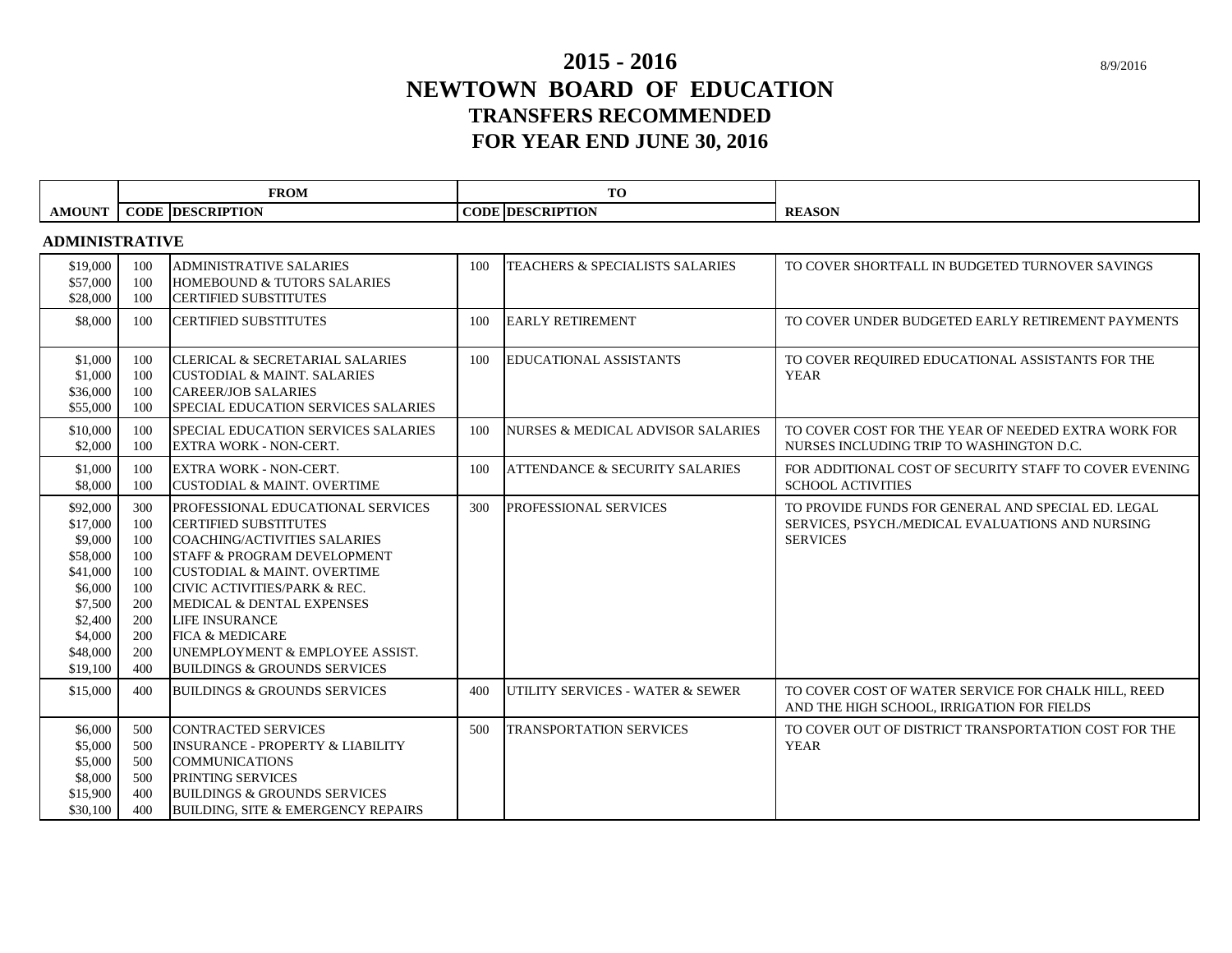# 2015 - 2016
# NEWTOWN BOARD OF EDUCATION
## TRANSFERS RECOMMENDED
## FOR YEAR END JUNE 30, 2016

8/9/2016

| | FROM | | TO | | |
|---|---|---|---|---|---|
| AMOUNT | CODE | DESCRIPTION | CODE | DESCRIPTION | REASON |
| **ADMINISTRATIVE** | | | | | |
| $19,000 | 100 | ADMINISTRATIVE SALARIES | 100 | TEACHERS & SPECIALISTS SALARIES | TO COVER SHORTFALL IN BUDGETED TURNOVER SAVINGS |
| $57,000 | 100 | HOMEBOUND & TUTORS SALARIES | | | |
| $28,000 | 100 | CERTIFIED SUBSTITUTES | | | |
| $8,000 | 100 | CERTIFIED SUBSTITUTES | 100 | EARLY RETIREMENT | TO COVER UNDER BUDGETED EARLY RETIREMENT PAYMENTS |
| $1,000 | 100 | CLERICAL & SECRETARIAL SALARIES | 100 | EDUCATIONAL ASSISTANTS | TO COVER REQUIRED EDUCATIONAL ASSISTANTS FOR THE YEAR |
| $1,000 | 100 | CUSTODIAL & MAINT. SALARIES | | | |
| $36,000 | 100 | CAREER/JOB SALARIES | | | |
| $55,000 | 100 | SPECIAL EDUCATION SERVICES SALARIES | | | |
| $10,000 | 100 | SPECIAL EDUCATION SERVICES SALARIES | 100 | NURSES & MEDICAL ADVISOR SALARIES | TO COVER COST FOR THE YEAR OF NEEDED EXTRA WORK FOR NURSES INCLUDING TRIP TO WASHINGTON D.C. |
| $2,000 | 100 | EXTRA WORK - NON-CERT. | | | |
| $1,000 | 100 | EXTRA WORK - NON-CERT. | 100 | ATTENDANCE & SECURITY SALARIES | FOR ADDITIONAL COST OF SECURITY STAFF TO COVER EVENING SCHOOL ACTIVITIES |
| $8,000 | 100 | CUSTODIAL & MAINT. OVERTIME | | | |
| $92,000 | 300 | PROFESSIONAL EDUCATIONAL SERVICES | 300 | PROFESSIONAL SERVICES | TO PROVIDE FUNDS FOR GENERAL AND SPECIAL ED. LEGAL SERVICES, PSYCH./MEDICAL EVALUATIONS AND NURSING SERVICES |
| $17,000 | 100 | CERTIFIED SUBSTITUTES | | | |
| $9,000 | 100 | COACHING/ACTIVITIES SALARIES | | | |
| $58,000 | 100 | STAFF & PROGRAM DEVELOPMENT | | | |
| $41,000 | 100 | CUSTODIAL & MAINT. OVERTIME | | | |
| $6,000 | 100 | CIVIC ACTIVITIES/PARK & REC. | | | |
| $7,500 | 200 | MEDICAL & DENTAL EXPENSES | | | |
| $2,400 | 200 | LIFE INSURANCE | | | |
| $4,000 | 200 | FICA & MEDICARE | | | |
| $48,000 | 200 | UNEMPLOYMENT & EMPLOYEE ASSIST. | | | |
| $19,100 | 400 | BUILDINGS & GROUNDS SERVICES | | | |
| $15,000 | 400 | BUILDINGS & GROUNDS SERVICES | 400 | UTILITY SERVICES - WATER & SEWER | TO COVER COST OF WATER SERVICE FOR CHALK HILL, REED AND THE HIGH SCHOOL, IRRIGATION FOR FIELDS |
| $6,000 | 500 | CONTRACTED SERVICES | 500 | TRANSPORTATION SERVICES | TO COVER OUT OF DISTRICT TRANSPORTATION COST FOR THE YEAR |
| $5,000 | 500 | INSURANCE - PROPERTY & LIABILITY | | | |
| $5,000 | 500 | COMMUNICATIONS | | | |
| $8,000 | 500 | PRINTING SERVICES | | | |
| $15,900 | 400 | BUILDINGS & GROUNDS SERVICES | | | |
| $30,100 | 400 | BUILDING, SITE & EMERGENCY REPAIRS | | | |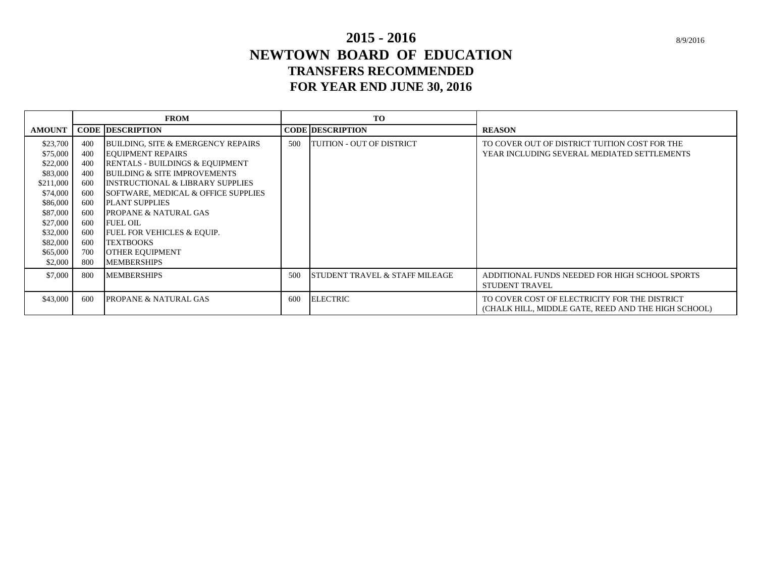# 2015 - 2016
# NEWTOWN BOARD OF EDUCATION
## TRANSFERS RECOMMENDED
## FOR YEAR END JUNE 30, 2016

8/9/2016

| | FROM | | TO | | |
|---|---|---|---|---|---|
| **AMOUNT** | **CODE** | **DESCRIPTION** | **CODE** | **DESCRIPTION** | **REASON** |
| $23,700 | 400 | BUILDING, SITE & EMERGENCY REPAIRS | 500 | TUITION - OUT OF DISTRICT | TO COVER OUT OF DISTRICT TUITION COST FOR THE YEAR INCLUDING SEVERAL MEDIATED SETTLEMENTS |
| $75,000 | 400 | EQUIPMENT REPAIRS | | | |
| $22,000 | 400 | RENTALS - BUILDINGS & EQUIPMENT | | | |
| $83,000 | 400 | BUILDING & SITE IMPROVEMENTS | | | |
| $211,000 | 600 | INSTRUCTIONAL & LIBRARY SUPPLIES | | | |
| $74,000 | 600 | SOFTWARE, MEDICAL & OFFICE SUPPLIES | | | |
| $86,000 | 600 | PLANT SUPPLIES | | | |
| $87,000 | 600 | PROPANE & NATURAL GAS | | | |
| $27,000 | 600 | FUEL OIL | | | |
| $32,000 | 600 | FUEL FOR VEHICLES & EQUIP. | | | |
| $82,000 | 600 | TEXTBOOKS | | | |
| $65,000 | 700 | OTHER EQUIPMENT | | | |
| $2,000 | 800 | MEMBERSHIPS | | | |
| $7,000 | 800 | MEMBERSHIPS | 500 | STUDENT TRAVEL & STAFF MILEAGE | ADDITIONAL FUNDS NEEDED FOR HIGH SCHOOL SPORTS STUDENT TRAVEL |
| $43,000 | 600 | PROPANE & NATURAL GAS | 600 | ELECTRIC | TO COVER COST OF ELECTRICITY FOR THE DISTRICT (CHALK HILL, MIDDLE GATE, REED AND THE HIGH SCHOOL) |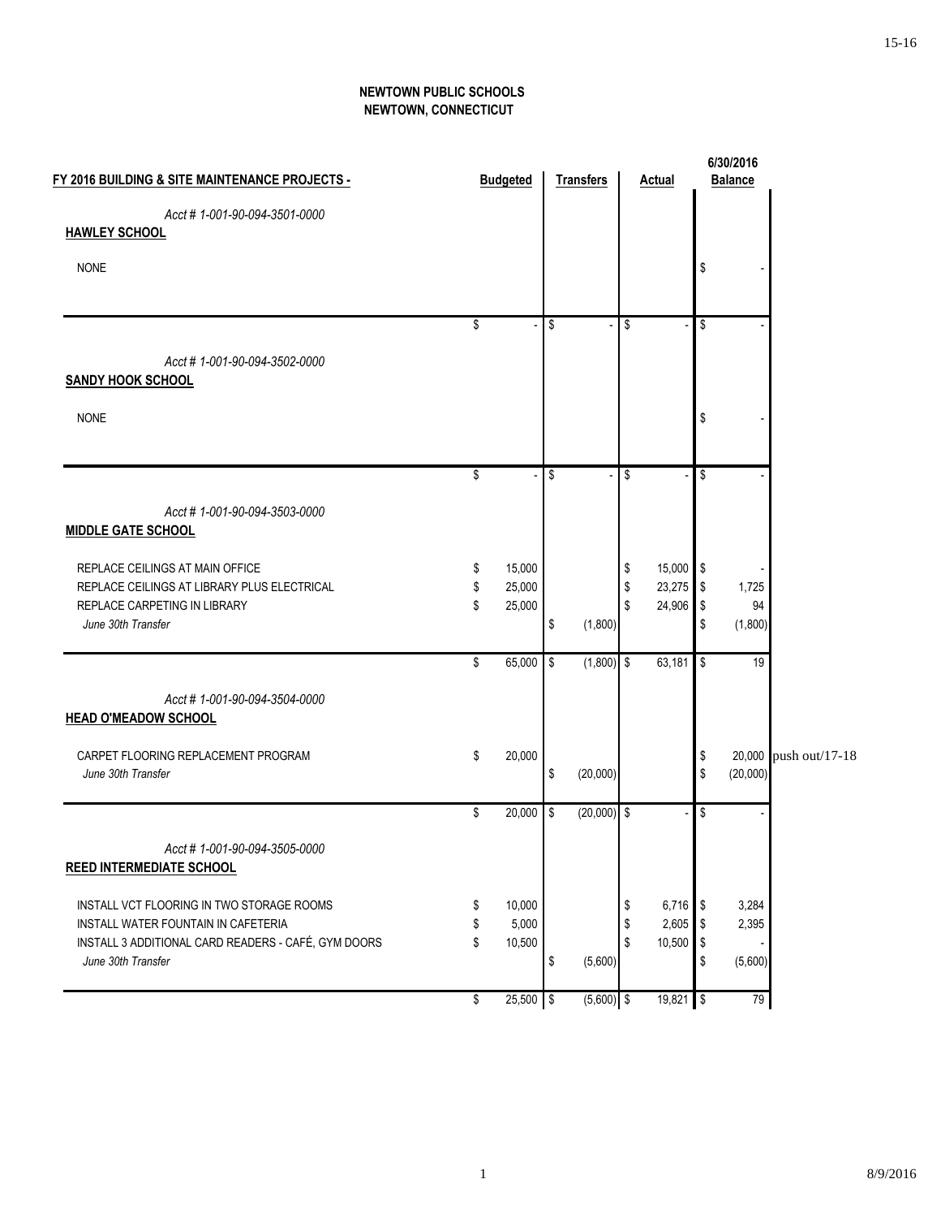**NEWTOWN PUBLIC SCHOOLS**
**NEWTOWN, CONNECTICUT**

| FY 2016 BUILDING & SITE MAINTENANCE PROJECTS - | Budgeted | Transfers | Actual | 6/30/2016 Balance | |
|---|---|---|---|---|---|
| *Acct # 1-001-90-094-3501-0000* | | | | | |
| **HAWLEY SCHOOL** | | | | | |
| NONE | | | | $ - | |
| | $ - | $ - | $ - | $ - | |
| *Acct # 1-001-90-094-3502-0000* | | | | | |
| **SANDY HOOK SCHOOL** | | | | | |
| NONE | | | | $ - | |
| | $ - | $ - | $ - | $ - | |
| *Acct # 1-001-90-094-3503-0000* | | | | | |
| **MIDDLE GATE SCHOOL** | | | | | |
| REPLACE CEILINGS AT MAIN OFFICE | $ 15,000 | | $ 15,000 | $ - | |
| REPLACE CEILINGS AT LIBRARY PLUS ELECTRICAL | $ 25,000 | | $ 23,275 | $ 1,725 | |
| REPLACE CARPETING IN LIBRARY | $ 25,000 | | $ 24,906 | $ 94 | |
| *June 30th Transfer* | | $ (1,800) | | $ (1,800) | |
| | $ 65,000 | $ (1,800) | $ 63,181 | $ 19 | |
| *Acct # 1-001-90-094-3504-0000* | | | | | |
| **HEAD O'MEADOW SCHOOL** | | | | | |
| CARPET FLOORING REPLACEMENT PROGRAM | $ 20,000 | | | $ 20,000 | push out/17-18 |
| *June 30th Transfer* | | $ (20,000) | | $ (20,000) | |
| | $ 20,000 | $ (20,000) | $ - | $ - | |
| *Acct # 1-001-90-094-3505-0000* | | | | | |
| **REED INTERMEDIATE SCHOOL** | | | | | |
| INSTALL VCT FLOORING IN TWO STORAGE ROOMS | $ 10,000 | | $ 6,716 | $ 3,284 | |
| INSTALL WATER FOUNTAIN IN CAFETERIA | $ 5,000 | | $ 2,605 | $ 2,395 | |
| INSTALL 3 ADDITIONAL CARD READERS - CAFÉ, GYM DOORS | $ 10,500 | | $ 10,500 | $ - | |
| *June 30th Transfer* | | $ (5,600) | | $ (5,600) | |
| | $ 25,500 | $ (5,600) | $ 19,821 | $ 79 | |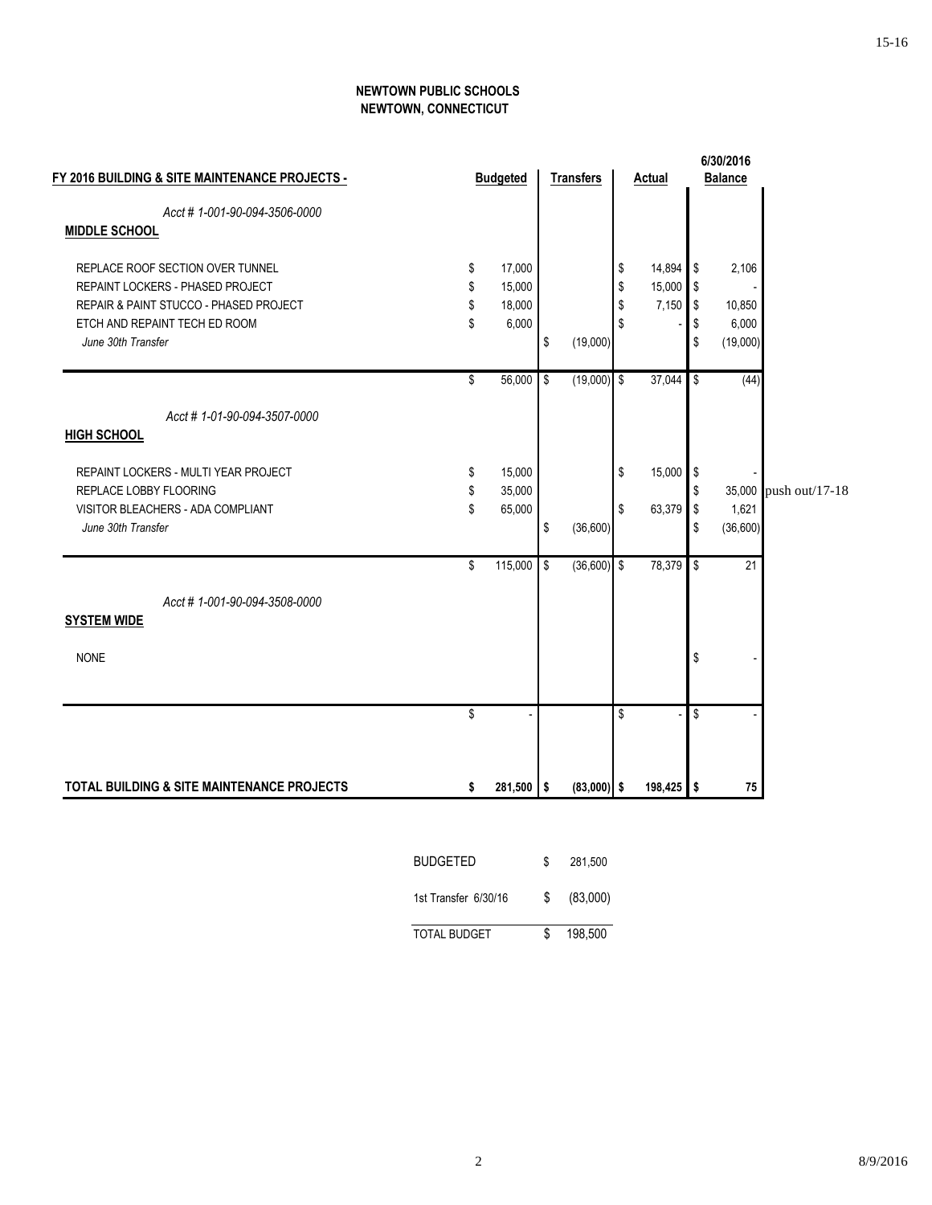**NEWTOWN PUBLIC SCHOOLS**
**NEWTOWN, CONNECTICUT**

| FY 2016 BUILDING & SITE MAINTENANCE PROJECTS - | Budgeted | Transfers | Actual | 6/30/2016 Balance | |
|---|---|---|---|---|---|
| *Acct # 1-001-90-094-3506-0000* | | | | | |
| **MIDDLE SCHOOL** | | | | | |
| REPLACE ROOF SECTION OVER TUNNEL | $ 17,000 | | $ 14,894 | $ 2,106 | |
| REPAINT LOCKERS - PHASED PROJECT | $ 15,000 | | $ 15,000 | $ - | |
| REPAIR & PAINT STUCCO - PHASED PROJECT | $ 18,000 | | $ 7,150 | $ 10,850 | |
| ETCH AND REPAINT TECH ED ROOM | $ 6,000 | | $ - | $ 6,000 | |
| *June 30th Transfer* | | $ (19,000) | | $ (19,000) | |
| | $ 56,000 | $ (19,000) | $ 37,044 | $ (44) | |
| *Acct # 1-01-90-094-3507-0000* | | | | | |
| **HIGH SCHOOL** | | | | | |
| REPAINT LOCKERS - MULTI YEAR PROJECT | $ 15,000 | | $ 15,000 | $ - | |
| REPLACE LOBBY FLOORING | $ 35,000 | | | $ 35,000 | push out/17-18 |
| VISITOR BLEACHERS - ADA COMPLIANT | $ 65,000 | | $ 63,379 | $ 1,621 | |
| *June 30th Transfer* | | $ (36,600) | | $ (36,600) | |
| | $ 115,000 | $ (36,600) | $ 78,379 | $ 21 | |
| *Acct # 1-001-90-094-3508-0000* | | | | | |
| **SYSTEM WIDE** | | | | | |
| NONE | | | | $ - | |
| | $ - | | $ - | $ - | |
| **TOTAL BUILDING & SITE MAINTENANCE PROJECTS** | **$ 281,500** | **$ (83,000)** | **$ 198,425** | **$ 75** | |

| | |
|---|---|
| BUDGETED | $ 281,500 |
| 1st Transfer 6/30/16 | $ (83,000) |
| TOTAL BUDGET | $ 198,500 |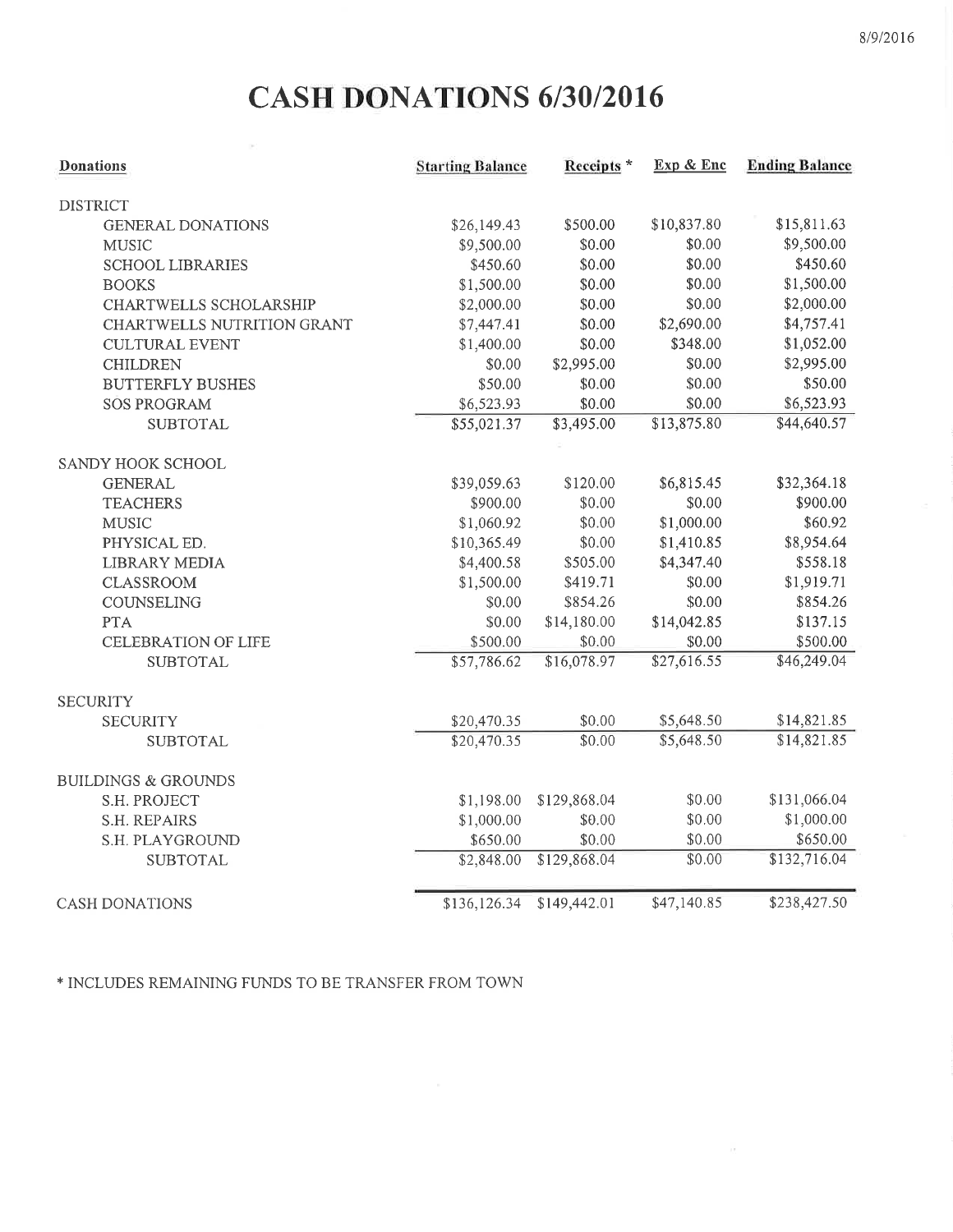8/9/2016

# CASH DONATIONS 6/30/2016

| Donations | Starting Balance | Receipts * | Exp & Enc | Ending Balance |
|---|---|---|---|---|
| DISTRICT | | | | |
| GENERAL DONATIONS | $26,149.43 | $500.00 | $10,837.80 | $15,811.63 |
| MUSIC | $9,500.00 | $0.00 | $0.00 | $9,500.00 |
| SCHOOL LIBRARIES | $450.60 | $0.00 | $0.00 | $450.60 |
| BOOKS | $1,500.00 | $0.00 | $0.00 | $1,500.00 |
| CHARTWELLS SCHOLARSHIP | $2,000.00 | $0.00 | $0.00 | $2,000.00 |
| CHARTWELLS NUTRITION GRANT | $7,447.41 | $0.00 | $2,690.00 | $4,757.41 |
| CULTURAL EVENT | $1,400.00 | $0.00 | $348.00 | $1,052.00 |
| CHILDREN | $0.00 | $2,995.00 | $0.00 | $2,995.00 |
| BUTTERFLY BUSHES | $50.00 | $0.00 | $0.00 | $50.00 |
| SOS PROGRAM | $6,523.93 | $0.00 | $0.00 | $6,523.93 |
| SUBTOTAL | $55,021.37 | $3,495.00 | $13,875.80 | $44,640.57 |
| SANDY HOOK SCHOOL | | | | |
| GENERAL | $39,059.63 | $120.00 | $6,815.45 | $32,364.18 |
| TEACHERS | $900.00 | $0.00 | $0.00 | $900.00 |
| MUSIC | $1,060.92 | $0.00 | $1,000.00 | $60.92 |
| PHYSICAL ED. | $10,365.49 | $0.00 | $1,410.85 | $8,954.64 |
| LIBRARY MEDIA | $4,400.58 | $505.00 | $4,347.40 | $558.18 |
| CLASSROOM | $1,500.00 | $419.71 | $0.00 | $1,919.71 |
| COUNSELING | $0.00 | $854.26 | $0.00 | $854.26 |
| PTA | $0.00 | $14,180.00 | $14,042.85 | $137.15 |
| CELEBRATION OF LIFE | $500.00 | $0.00 | $0.00 | $500.00 |
| SUBTOTAL | $57,786.62 | $16,078.97 | $27,616.55 | $46,249.04 |
| SECURITY | | | | |
| SECURITY | $20,470.35 | $0.00 | $5,648.50 | $14,821.85 |
| SUBTOTAL | $20,470.35 | $0.00 | $5,648.50 | $14,821.85 |
| BUILDINGS & GROUNDS | | | | |
| S.H. PROJECT | $1,198.00 | $129,868.04 | $0.00 | $131,066.04 |
| S.H. REPAIRS | $1,000.00 | $0.00 | $0.00 | $1,000.00 |
| S.H. PLAYGROUND | $650.00 | $0.00 | $0.00 | $650.00 |
| SUBTOTAL | $2,848.00 | $129,868.04 | $0.00 | $132,716.04 |
| CASH DONATIONS | $136,126.34 | $149,442.01 | $47,140.85 | $238,427.50 |

* INCLUDES REMAINING FUNDS TO BE TRANSFER FROM TOWN